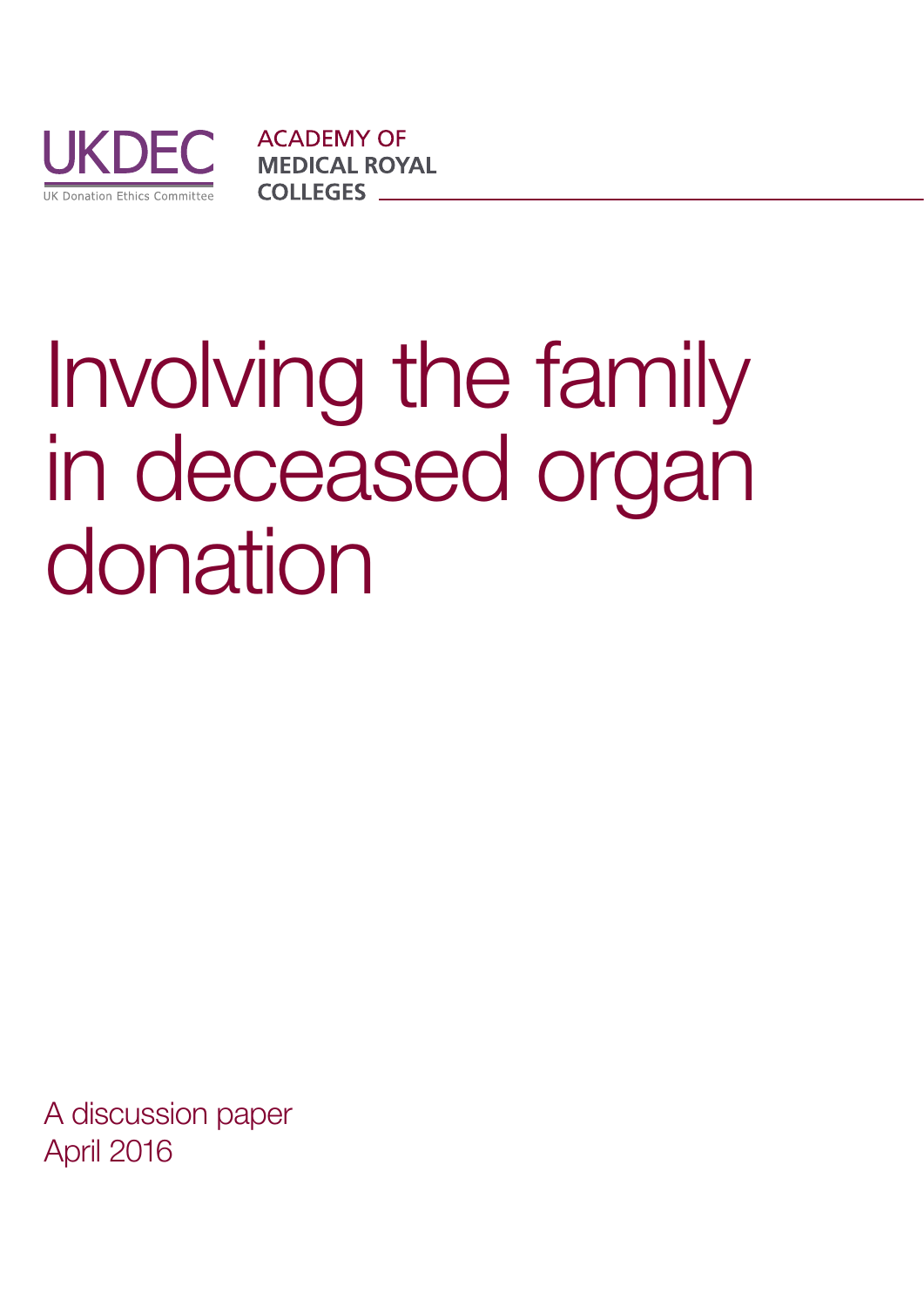UKDEC

UK Donation Ethics Committee

ACADEMY OF MEDICAL ROYAL COLLEGES

# Involving the family in deceased organ donation

A discussion paper
April 2016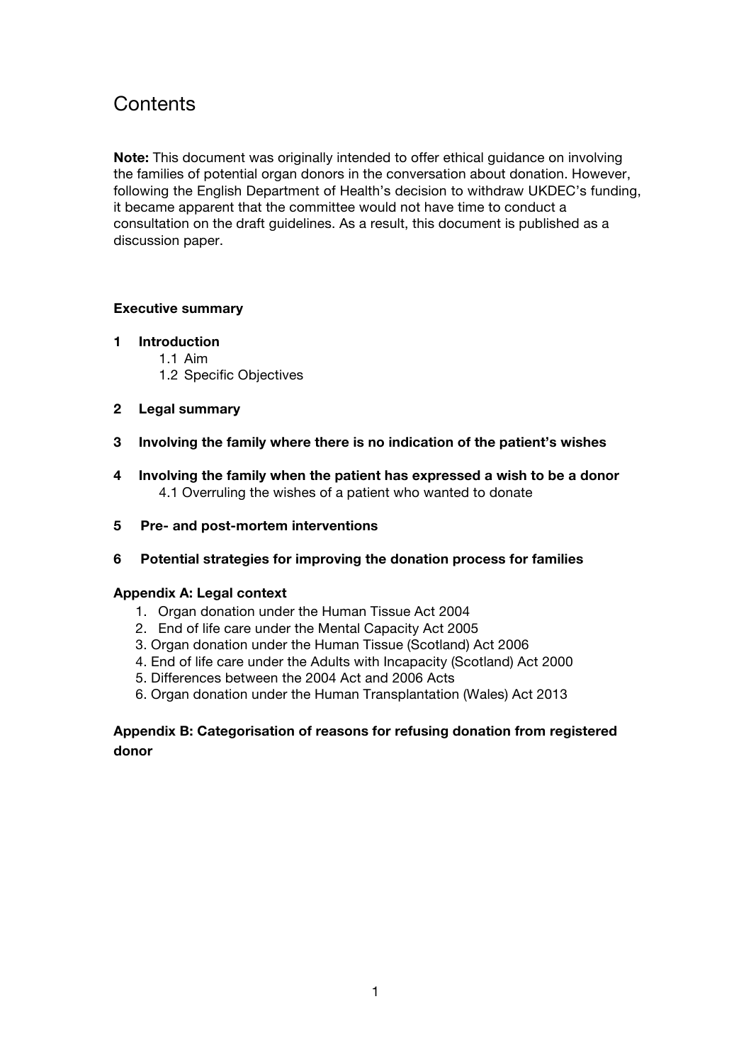# Contents

**Note:** This document was originally intended to offer ethical guidance on involving the families of potential organ donors in the conversation about donation. However, following the English Department of Health's decision to withdraw UKDEC's funding, it became apparent that the committee would not have time to conduct a consultation on the draft guidelines. As a result, this document is published as a discussion paper.

**Executive summary**

**1 Introduction**
- 1.1 Aim
- 1.2 Specific Objectives

**2 Legal summary**

**3 Involving the family where there is no indication of the patient's wishes**

**4 Involving the family when the patient has expressed a wish to be a donor**
- 4.1 Overruling the wishes of a patient who wanted to donate

**5 Pre- and post-mortem interventions**

**6 Potential strategies for improving the donation process for families**

**Appendix A: Legal context**
1. Organ donation under the Human Tissue Act 2004
2. End of life care under the Mental Capacity Act 2005
3. Organ donation under the Human Tissue (Scotland) Act 2006
4. End of life care under the Adults with Incapacity (Scotland) Act 2000
5. Differences between the 2004 Act and 2006 Acts
6. Organ donation under the Human Transplantation (Wales) Act 2013

**Appendix B: Categorisation of reasons for refusing donation from registered donor**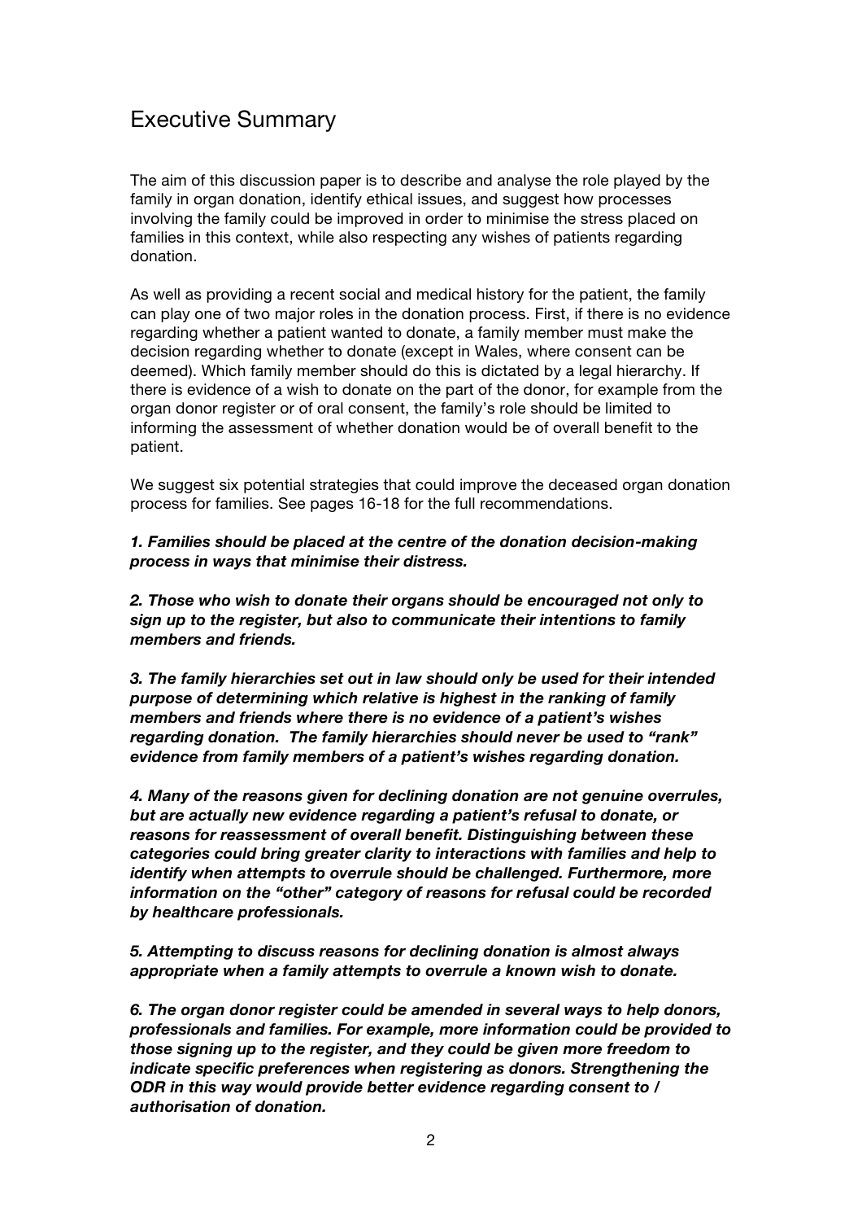# Executive Summary

The aim of this discussion paper is to describe and analyse the role played by the family in organ donation, identify ethical issues, and suggest how processes involving the family could be improved in order to minimise the stress placed on families in this context, while also respecting any wishes of patients regarding donation.

As well as providing a recent social and medical history for the patient, the family can play one of two major roles in the donation process. First, if there is no evidence regarding whether a patient wanted to donate, a family member must make the decision regarding whether to donate (except in Wales, where consent can be deemed). Which family member should do this is dictated by a legal hierarchy. If there is evidence of a wish to donate on the part of the donor, for example from the organ donor register or of oral consent, the family's role should be limited to informing the assessment of whether donation would be of overall benefit to the patient.

We suggest six potential strategies that could improve the deceased organ donation process for families. See pages 16-18 for the full recommendations.

***1. Families should be placed at the centre of the donation decision-making process in ways that minimise their distress.***

***2. Those who wish to donate their organs should be encouraged not only to sign up to the register, but also to communicate their intentions to family members and friends.***

***3. The family hierarchies set out in law should only be used for their intended purpose of determining which relative is highest in the ranking of family members and friends where there is no evidence of a patient's wishes regarding donation. The family hierarchies should never be used to "rank" evidence from family members of a patient's wishes regarding donation.***

***4. Many of the reasons given for declining donation are not genuine overrules, but are actually new evidence regarding a patient's refusal to donate, or reasons for reassessment of overall benefit. Distinguishing between these categories could bring greater clarity to interactions with families and help to identify when attempts to overrule should be challenged. Furthermore, more information on the "other" category of reasons for refusal could be recorded by healthcare professionals.***

***5. Attempting to discuss reasons for declining donation is almost always appropriate when a family attempts to overrule a known wish to donate.***

***6. The organ donor register could be amended in several ways to help donors, professionals and families. For example, more information could be provided to those signing up to the register, and they could be given more freedom to indicate specific preferences when registering as donors. Strengthening the ODR in this way would provide better evidence regarding consent to / authorisation of donation.***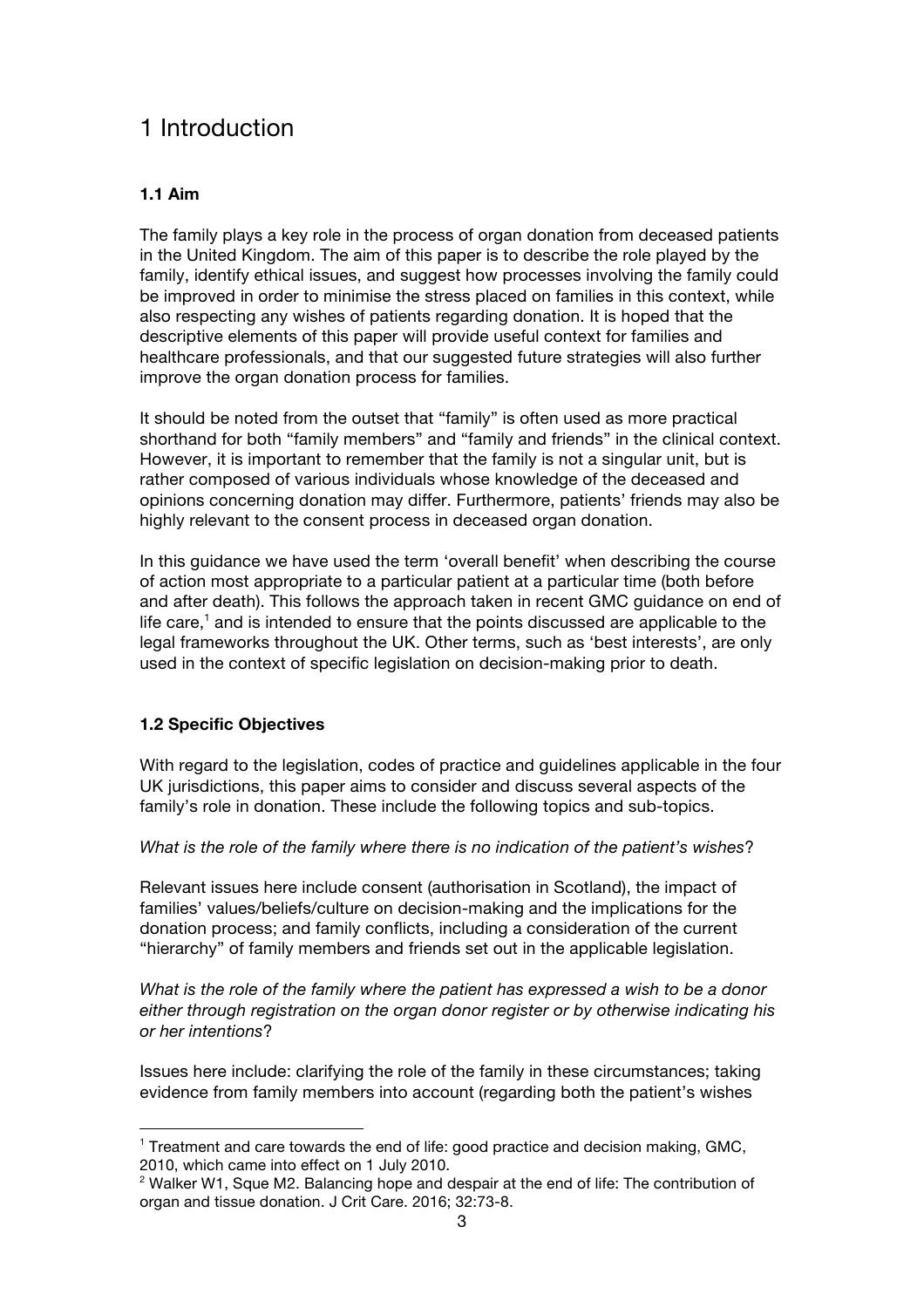# 1 Introduction

### 1.1 Aim

The family plays a key role in the process of organ donation from deceased patients in the United Kingdom. The aim of this paper is to describe the role played by the family, identify ethical issues, and suggest how processes involving the family could be improved in order to minimise the stress placed on families in this context, while also respecting any wishes of patients regarding donation. It is hoped that the descriptive elements of this paper will provide useful context for families and healthcare professionals, and that our suggested future strategies will also further improve the organ donation process for families.

It should be noted from the outset that "family" is often used as more practical shorthand for both "family members" and "family and friends" in the clinical context. However, it is important to remember that the family is not a singular unit, but is rather composed of various individuals whose knowledge of the deceased and opinions concerning donation may differ. Furthermore, patients' friends may also be highly relevant to the consent process in deceased organ donation.

In this guidance we have used the term 'overall benefit' when describing the course of action most appropriate to a particular patient at a particular time (both before and after death). This follows the approach taken in recent GMC guidance on end of life care,[1] and is intended to ensure that the points discussed are applicable to the legal frameworks throughout the UK. Other terms, such as 'best interests', are only used in the context of specific legislation on decision-making prior to death.

### 1.2 Specific Objectives

With regard to the legislation, codes of practice and guidelines applicable in the four UK jurisdictions, this paper aims to consider and discuss several aspects of the family's role in donation. These include the following topics and sub-topics.

*What is the role of the family where there is no indication of the patient's wishes*?

Relevant issues here include consent (authorisation in Scotland), the impact of families' values/beliefs/culture on decision-making and the implications for the donation process; and family conflicts, including a consideration of the current "hierarchy" of family members and friends set out in the applicable legislation.

*What is the role of the family where the patient has expressed a wish to be a donor either through registration on the organ donor register or by otherwise indicating his or her intentions*?

Issues here include: clarifying the role of the family in these circumstances; taking evidence from family members into account (regarding both the patient's wishes

---

[1] Treatment and care towards the end of life: good practice and decision making, GMC, 2010, which came into effect on 1 July 2010.

[2] Walker W1, Sque M2. Balancing hope and despair at the end of life: The contribution of organ and tissue donation. J Crit Care. 2016; 32:73-8.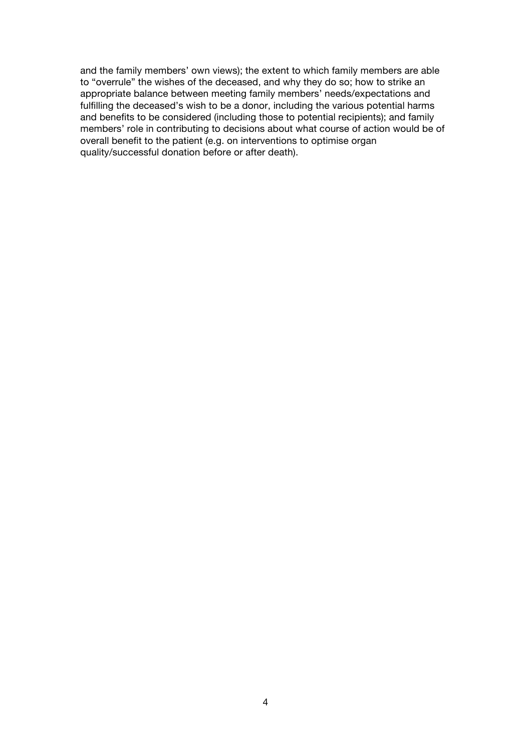and the family members' own views); the extent to which family members are able to "overrule" the wishes of the deceased, and why they do so; how to strike an appropriate balance between meeting family members' needs/expectations and fulfilling the deceased's wish to be a donor, including the various potential harms and benefits to be considered (including those to potential recipients); and family members' role in contributing to decisions about what course of action would be of overall benefit to the patient (e.g. on interventions to optimise organ quality/successful donation before or after death).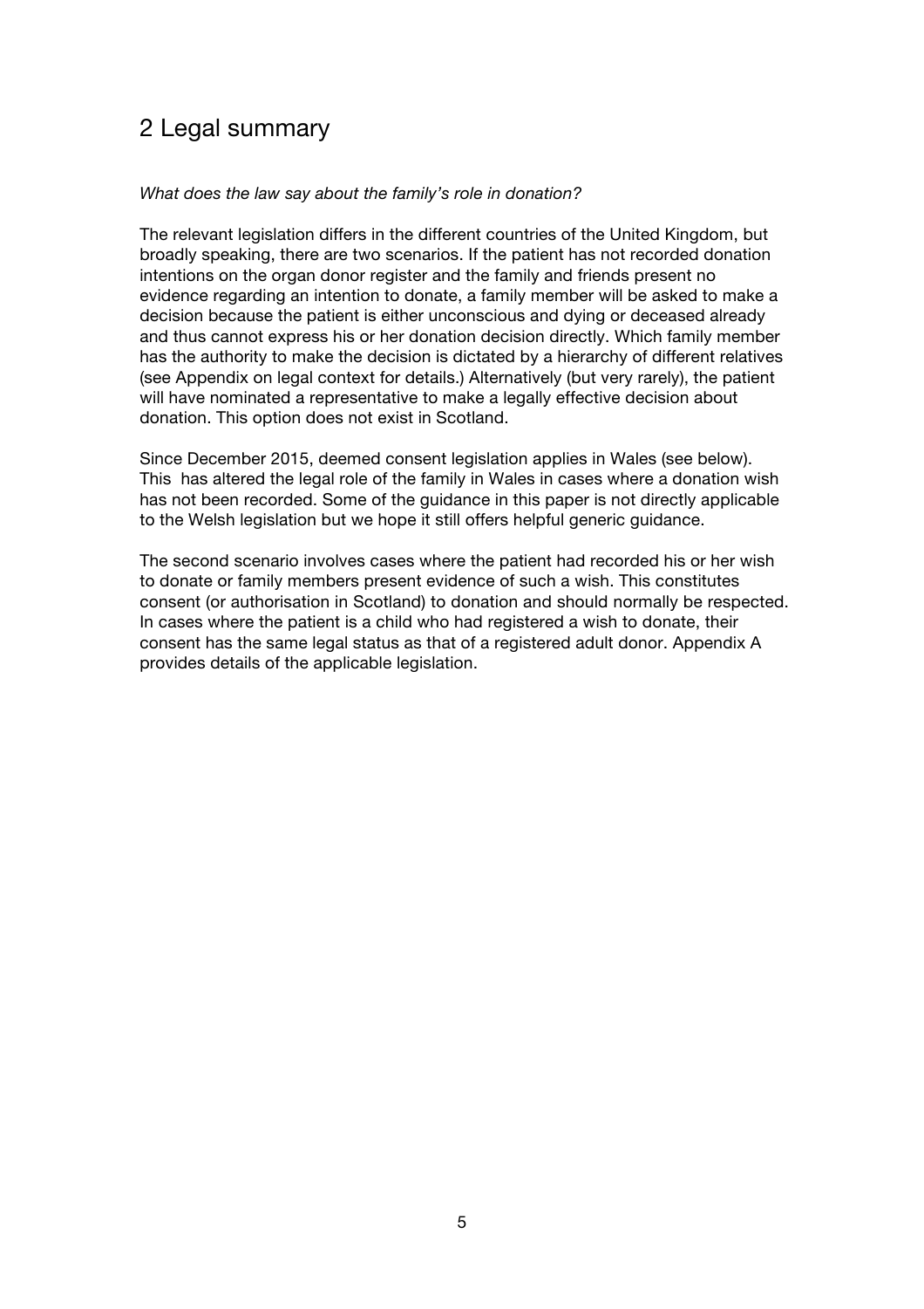# 2 Legal summary

*What does the law say about the family's role in donation?*

The relevant legislation differs in the different countries of the United Kingdom, but broadly speaking, there are two scenarios. If the patient has not recorded donation intentions on the organ donor register and the family and friends present no evidence regarding an intention to donate, a family member will be asked to make a decision because the patient is either unconscious and dying or deceased already and thus cannot express his or her donation decision directly. Which family member has the authority to make the decision is dictated by a hierarchy of different relatives (see Appendix on legal context for details.) Alternatively (but very rarely), the patient will have nominated a representative to make a legally effective decision about donation. This option does not exist in Scotland.

Since December 2015, deemed consent legislation applies in Wales (see below). This has altered the legal role of the family in Wales in cases where a donation wish has not been recorded. Some of the guidance in this paper is not directly applicable to the Welsh legislation but we hope it still offers helpful generic guidance.

The second scenario involves cases where the patient had recorded his or her wish to donate or family members present evidence of such a wish. This constitutes consent (or authorisation in Scotland) to donation and should normally be respected. In cases where the patient is a child who had registered a wish to donate, their consent has the same legal status as that of a registered adult donor. Appendix A provides details of the applicable legislation.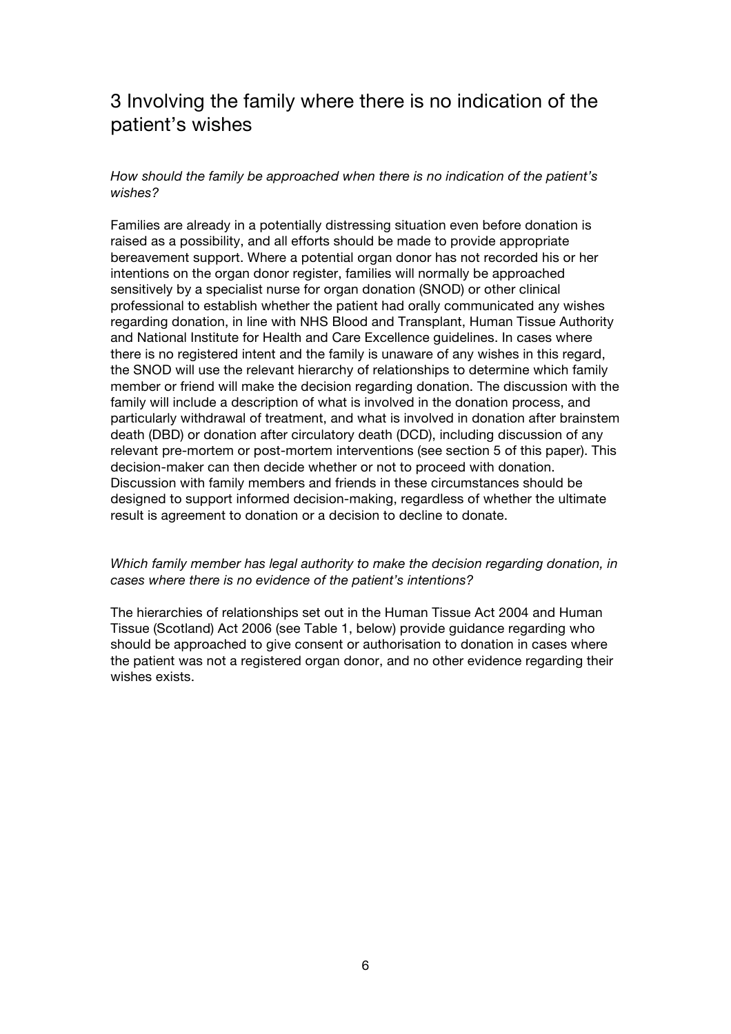## 3 Involving the family where there is no indication of the patient's wishes

*How should the family be approached when there is no indication of the patient's wishes?*

Families are already in a potentially distressing situation even before donation is raised as a possibility, and all efforts should be made to provide appropriate bereavement support. Where a potential organ donor has not recorded his or her intentions on the organ donor register, families will normally be approached sensitively by a specialist nurse for organ donation (SNOD) or other clinical professional to establish whether the patient had orally communicated any wishes regarding donation, in line with NHS Blood and Transplant, Human Tissue Authority and National Institute for Health and Care Excellence guidelines. In cases where there is no registered intent and the family is unaware of any wishes in this regard, the SNOD will use the relevant hierarchy of relationships to determine which family member or friend will make the decision regarding donation. The discussion with the family will include a description of what is involved in the donation process, and particularly withdrawal of treatment, and what is involved in donation after brainstem death (DBD) or donation after circulatory death (DCD), including discussion of any relevant pre-mortem or post-mortem interventions (see section 5 of this paper). This decision-maker can then decide whether or not to proceed with donation. Discussion with family members and friends in these circumstances should be designed to support informed decision-making, regardless of whether the ultimate result is agreement to donation or a decision to decline to donate.

*Which family member has legal authority to make the decision regarding donation, in cases where there is no evidence of the patient's intentions?*

The hierarchies of relationships set out in the Human Tissue Act 2004 and Human Tissue (Scotland) Act 2006 (see Table 1, below) provide guidance regarding who should be approached to give consent or authorisation to donation in cases where the patient was not a registered organ donor, and no other evidence regarding their wishes exists.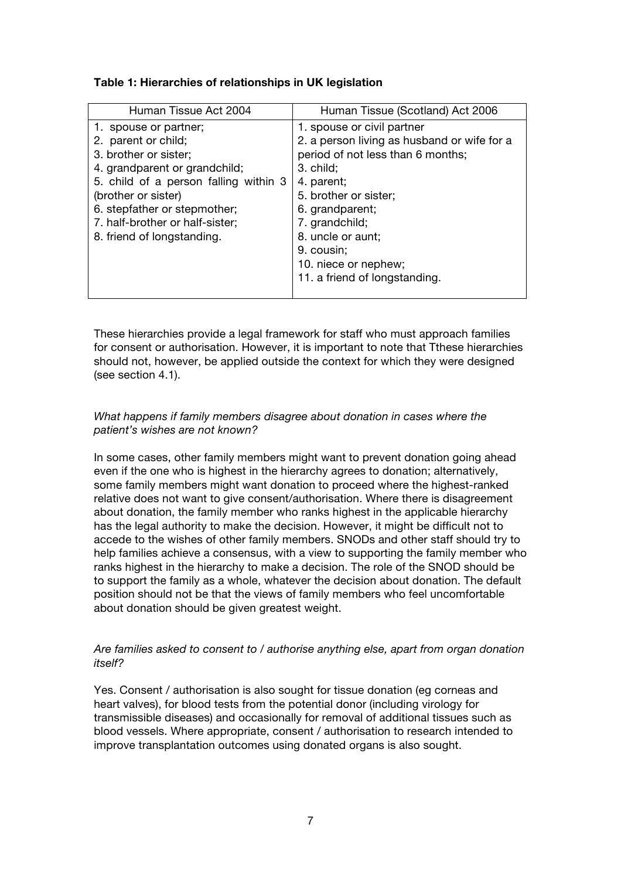**Table 1: Hierarchies of relationships in UK legislation**

| Human Tissue Act 2004 | Human Tissue (Scotland) Act 2006 |
|---|---|
| 1. spouse or partner;<br>2. parent or child;<br>3. brother or sister;<br>4. grandparent or grandchild;<br>5. child of a person falling within 3 (brother or sister)<br>6. stepfather or stepmother;<br>7. half-brother or half-sister;<br>8. friend of longstanding. | 1. spouse or civil partner<br>2. a person living as husband or wife for a period of not less than 6 months;<br>3. child;<br>4. parent;<br>5. brother or sister;<br>6. grandparent;<br>7. grandchild;<br>8. uncle or aunt;<br>9. cousin;<br>10. niece or nephew;<br>11. a friend of longstanding. |

These hierarchies provide a legal framework for staff who must approach families for consent or authorisation. However, it is important to note that Tthese hierarchies should not, however, be applied outside the context for which they were designed (see section 4.1).

*What happens if family members disagree about donation in cases where the patient's wishes are not known?*

In some cases, other family members might want to prevent donation going ahead even if the one who is highest in the hierarchy agrees to donation; alternatively, some family members might want donation to proceed where the highest-ranked relative does not want to give consent/authorisation. Where there is disagreement about donation, the family member who ranks highest in the applicable hierarchy has the legal authority to make the decision. However, it might be difficult not to accede to the wishes of other family members. SNODs and other staff should try to help families achieve a consensus, with a view to supporting the family member who ranks highest in the hierarchy to make a decision. The role of the SNOD should be to support the family as a whole, whatever the decision about donation. The default position should not be that the views of family members who feel uncomfortable about donation should be given greatest weight.

*Are families asked to consent to / authorise anything else, apart from organ donation itself?*

Yes. Consent / authorisation is also sought for tissue donation (eg corneas and heart valves), for blood tests from the potential donor (including virology for transmissible diseases) and occasionally for removal of additional tissues such as blood vessels. Where appropriate, consent / authorisation to research intended to improve transplantation outcomes using donated organs is also sought.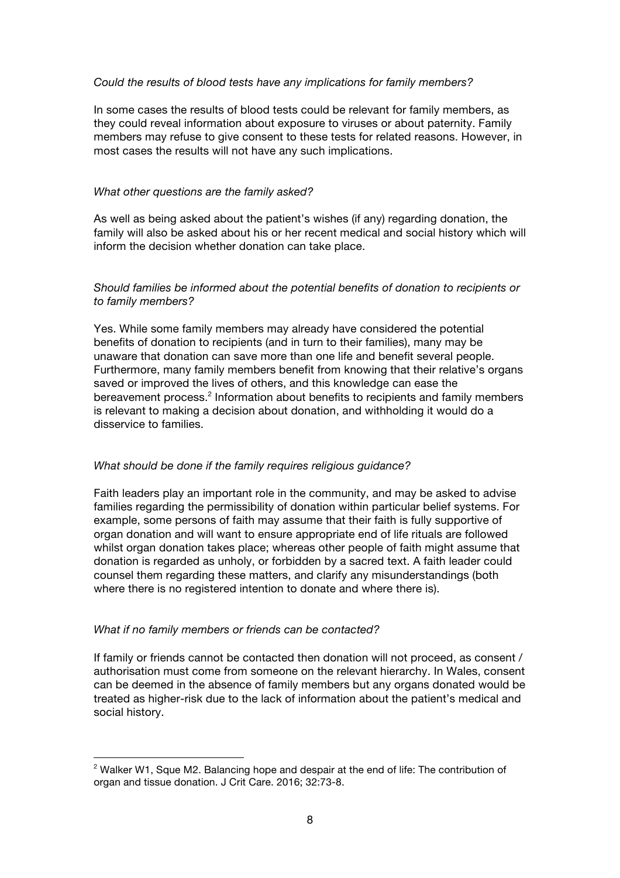*Could the results of blood tests have any implications for family members?*

In some cases the results of blood tests could be relevant for family members, as they could reveal information about exposure to viruses or about paternity. Family members may refuse to give consent to these tests for related reasons. However, in most cases the results will not have any such implications.

*What other questions are the family asked?*

As well as being asked about the patient's wishes (if any) regarding donation, the family will also be asked about his or her recent medical and social history which will inform the decision whether donation can take place.

*Should families be informed about the potential benefits of donation to recipients or to family members?*

Yes. While some family members may already have considered the potential benefits of donation to recipients (and in turn to their families), many may be unaware that donation can save more than one life and benefit several people. Furthermore, many family members benefit from knowing that their relative's organs saved or improved the lives of others, and this knowledge can ease the bereavement process.[2] Information about benefits to recipients and family members is relevant to making a decision about donation, and withholding it would do a disservice to families.

*What should be done if the family requires religious guidance?*

Faith leaders play an important role in the community, and may be asked to advise families regarding the permissibility of donation within particular belief systems. For example, some persons of faith may assume that their faith is fully supportive of organ donation and will want to ensure appropriate end of life rituals are followed whilst organ donation takes place; whereas other people of faith might assume that donation is regarded as unholy, or forbidden by a sacred text. A faith leader could counsel them regarding these matters, and clarify any misunderstandings (both where there is no registered intention to donate and where there is).

*What if no family members or friends can be contacted?*

If family or friends cannot be contacted then donation will not proceed, as consent / authorisation must come from someone on the relevant hierarchy. In Wales, consent can be deemed in the absence of family members but any organs donated would be treated as higher-risk due to the lack of information about the patient's medical and social history.

---

[2] Walker W1, Sque M2. Balancing hope and despair at the end of life: The contribution of organ and tissue donation. J Crit Care. 2016; 32:73-8.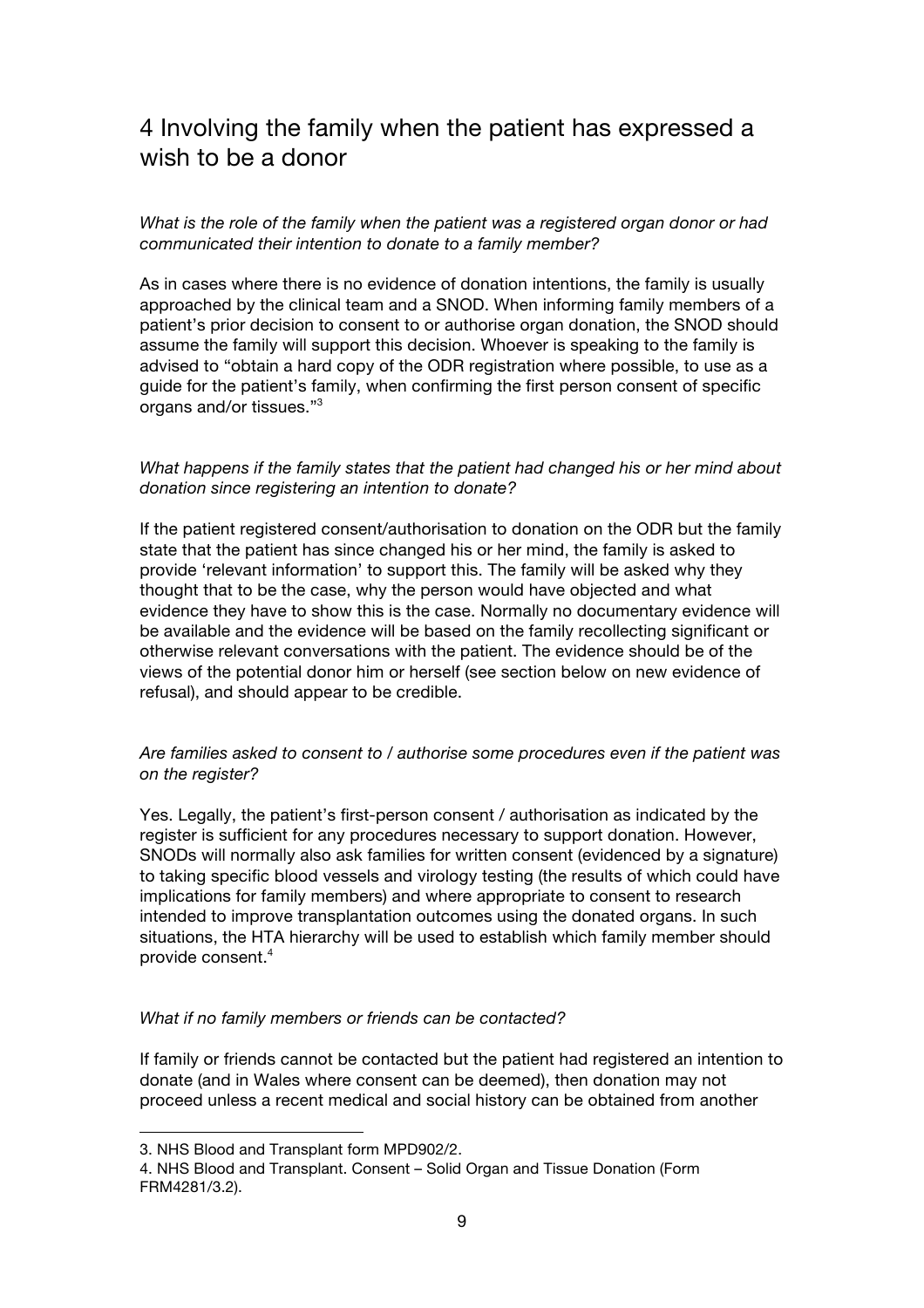# 4 Involving the family when the patient has expressed a wish to be a donor

*What is the role of the family when the patient was a registered organ donor or had communicated their intention to donate to a family member?*

As in cases where there is no evidence of donation intentions, the family is usually approached by the clinical team and a SNOD. When informing family members of a patient's prior decision to consent to or authorise organ donation, the SNOD should assume the family will support this decision. Whoever is speaking to the family is advised to "obtain a hard copy of the ODR registration where possible, to use as a guide for the patient's family, when confirming the first person consent of specific organs and/or tissues."[3]

*What happens if the family states that the patient had changed his or her mind about donation since registering an intention to donate?*

If the patient registered consent/authorisation to donation on the ODR but the family state that the patient has since changed his or her mind, the family is asked to provide 'relevant information' to support this. The family will be asked why they thought that to be the case, why the person would have objected and what evidence they have to show this is the case. Normally no documentary evidence will be available and the evidence will be based on the family recollecting significant or otherwise relevant conversations with the patient. The evidence should be of the views of the potential donor him or herself (see section below on new evidence of refusal), and should appear to be credible.

*Are families asked to consent to / authorise some procedures even if the patient was on the register?*

Yes. Legally, the patient's first-person consent / authorisation as indicated by the register is sufficient for any procedures necessary to support donation. However, SNODs will normally also ask families for written consent (evidenced by a signature) to taking specific blood vessels and virology testing (the results of which could have implications for family members) and where appropriate to consent to research intended to improve transplantation outcomes using the donated organs. In such situations, the HTA hierarchy will be used to establish which family member should provide consent.[4]

*What if no family members or friends can be contacted?*

If family or friends cannot be contacted but the patient had registered an intention to donate (and in Wales where consent can be deemed), then donation may not proceed unless a recent medical and social history can be obtained from another

3. NHS Blood and Transplant form MPD902/2.

4. NHS Blood and Transplant. Consent – Solid Organ and Tissue Donation (Form FRM4281/3.2).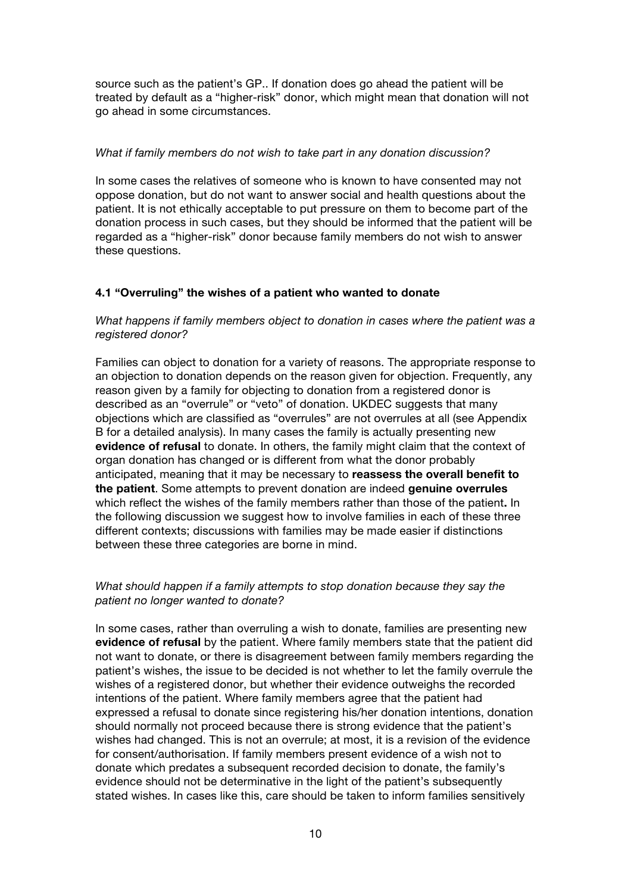source such as the patient's GP.. If donation does go ahead the patient will be treated by default as a "higher-risk" donor, which might mean that donation will not go ahead in some circumstances.

*What if family members do not wish to take part in any donation discussion?*

In some cases the relatives of someone who is known to have consented may not oppose donation, but do not want to answer social and health questions about the patient. It is not ethically acceptable to put pressure on them to become part of the donation process in such cases, but they should be informed that the patient will be regarded as a "higher-risk" donor because family members do not wish to answer these questions.

### 4.1 "Overruling" the wishes of a patient who wanted to donate

*What happens if family members object to donation in cases where the patient was a registered donor?*

Families can object to donation for a variety of reasons. The appropriate response to an objection to donation depends on the reason given for objection. Frequently, any reason given by a family for objecting to donation from a registered donor is described as an "overrule" or "veto" of donation. UKDEC suggests that many objections which are classified as "overrules" are not overrules at all (see Appendix B for a detailed analysis). In many cases the family is actually presenting new **evidence of refusal** to donate. In others, the family might claim that the context of organ donation has changed or is different from what the donor probably anticipated, meaning that it may be necessary to **reassess the overall benefit to the patient**. Some attempts to prevent donation are indeed **genuine overrules** which reflect the wishes of the family members rather than those of the patient**.** In the following discussion we suggest how to involve families in each of these three different contexts; discussions with families may be made easier if distinctions between these three categories are borne in mind.

*What should happen if a family attempts to stop donation because they say the patient no longer wanted to donate?*

In some cases, rather than overruling a wish to donate, families are presenting new **evidence of refusal** by the patient. Where family members state that the patient did not want to donate, or there is disagreement between family members regarding the patient's wishes, the issue to be decided is not whether to let the family overrule the wishes of a registered donor, but whether their evidence outweighs the recorded intentions of the patient. Where family members agree that the patient had expressed a refusal to donate since registering his/her donation intentions, donation should normally not proceed because there is strong evidence that the patient's wishes had changed. This is not an overrule; at most, it is a revision of the evidence for consent/authorisation. If family members present evidence of a wish not to donate which predates a subsequent recorded decision to donate, the family's evidence should not be determinative in the light of the patient's subsequently stated wishes. In cases like this, care should be taken to inform families sensitively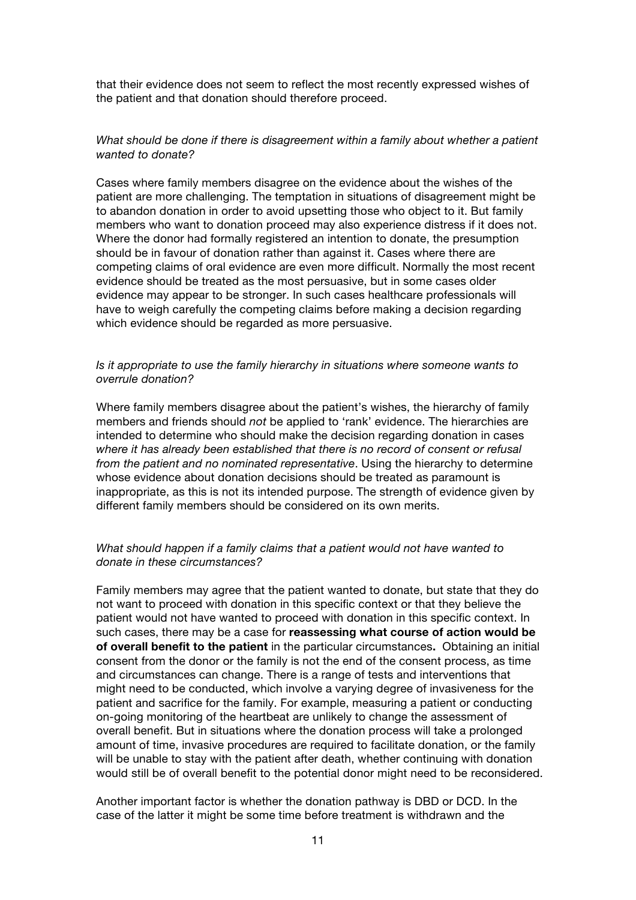that their evidence does not seem to reflect the most recently expressed wishes of the patient and that donation should therefore proceed.

*What should be done if there is disagreement within a family about whether a patient wanted to donate?*

Cases where family members disagree on the evidence about the wishes of the patient are more challenging. The temptation in situations of disagreement might be to abandon donation in order to avoid upsetting those who object to it. But family members who want to donation proceed may also experience distress if it does not. Where the donor had formally registered an intention to donate, the presumption should be in favour of donation rather than against it. Cases where there are competing claims of oral evidence are even more difficult. Normally the most recent evidence should be treated as the most persuasive, but in some cases older evidence may appear to be stronger. In such cases healthcare professionals will have to weigh carefully the competing claims before making a decision regarding which evidence should be regarded as more persuasive.

*Is it appropriate to use the family hierarchy in situations where someone wants to overrule donation?*

Where family members disagree about the patient's wishes, the hierarchy of family members and friends should *not* be applied to 'rank' evidence. The hierarchies are intended to determine who should make the decision regarding donation in cases *where it has already been established that there is no record of consent or refusal from the patient and no nominated representative*. Using the hierarchy to determine whose evidence about donation decisions should be treated as paramount is inappropriate, as this is not its intended purpose. The strength of evidence given by different family members should be considered on its own merits.

*What should happen if a family claims that a patient would not have wanted to donate in these circumstances?*

Family members may agree that the patient wanted to donate, but state that they do not want to proceed with donation in this specific context or that they believe the patient would not have wanted to proceed with donation in this specific context. In such cases, there may be a case for **reassessing what course of action would be of overall benefit to the patient** in the particular circumstances**.** Obtaining an initial consent from the donor or the family is not the end of the consent process, as time and circumstances can change. There is a range of tests and interventions that might need to be conducted, which involve a varying degree of invasiveness for the patient and sacrifice for the family. For example, measuring a patient or conducting on-going monitoring of the heartbeat are unlikely to change the assessment of overall benefit. But in situations where the donation process will take a prolonged amount of time, invasive procedures are required to facilitate donation, or the family will be unable to stay with the patient after death, whether continuing with donation would still be of overall benefit to the potential donor might need to be reconsidered.

Another important factor is whether the donation pathway is DBD or DCD. In the case of the latter it might be some time before treatment is withdrawn and the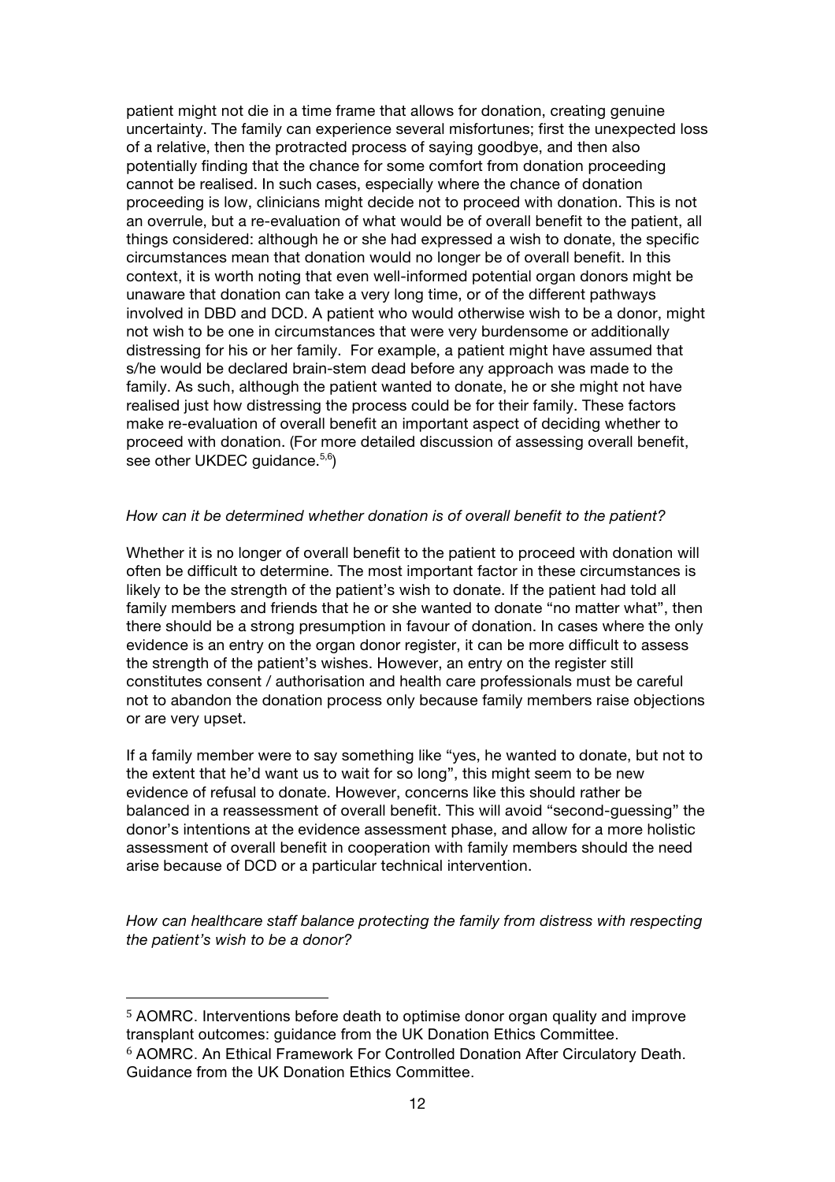patient might not die in a time frame that allows for donation, creating genuine uncertainty. The family can experience several misfortunes; first the unexpected loss of a relative, then the protracted process of saying goodbye, and then also potentially finding that the chance for some comfort from donation proceeding cannot be realised. In such cases, especially where the chance of donation proceeding is low, clinicians might decide not to proceed with donation. This is not an overrule, but a re-evaluation of what would be of overall benefit to the patient, all things considered: although he or she had expressed a wish to donate, the specific circumstances mean that donation would no longer be of overall benefit. In this context, it is worth noting that even well-informed potential organ donors might be unaware that donation can take a very long time, or of the different pathways involved in DBD and DCD. A patient who would otherwise wish to be a donor, might not wish to be one in circumstances that were very burdensome or additionally distressing for his or her family. For example, a patient might have assumed that s/he would be declared brain-stem dead before any approach was made to the family. As such, although the patient wanted to donate, he or she might not have realised just how distressing the process could be for their family. These factors make re-evaluation of overall benefit an important aspect of deciding whether to proceed with donation. (For more detailed discussion of assessing overall benefit, see other UKDEC guidance.[5,6])

*How can it be determined whether donation is of overall benefit to the patient?*

Whether it is no longer of overall benefit to the patient to proceed with donation will often be difficult to determine. The most important factor in these circumstances is likely to be the strength of the patient's wish to donate. If the patient had told all family members and friends that he or she wanted to donate "no matter what", then there should be a strong presumption in favour of donation. In cases where the only evidence is an entry on the organ donor register, it can be more difficult to assess the strength of the patient's wishes. However, an entry on the register still constitutes consent / authorisation and health care professionals must be careful not to abandon the donation process only because family members raise objections or are very upset.

If a family member were to say something like "yes, he wanted to donate, but not to the extent that he'd want us to wait for so long", this might seem to be new evidence of refusal to donate. However, concerns like this should rather be balanced in a reassessment of overall benefit. This will avoid "second-guessing" the donor's intentions at the evidence assessment phase, and allow for a more holistic assessment of overall benefit in cooperation with family members should the need arise because of DCD or a particular technical intervention.

*How can healthcare staff balance protecting the family from distress with respecting the patient's wish to be a donor?*

---

[5] AOMRC. Interventions before death to optimise donor organ quality and improve transplant outcomes: guidance from the UK Donation Ethics Committee.

[6] AOMRC. An Ethical Framework For Controlled Donation After Circulatory Death. Guidance from the UK Donation Ethics Committee.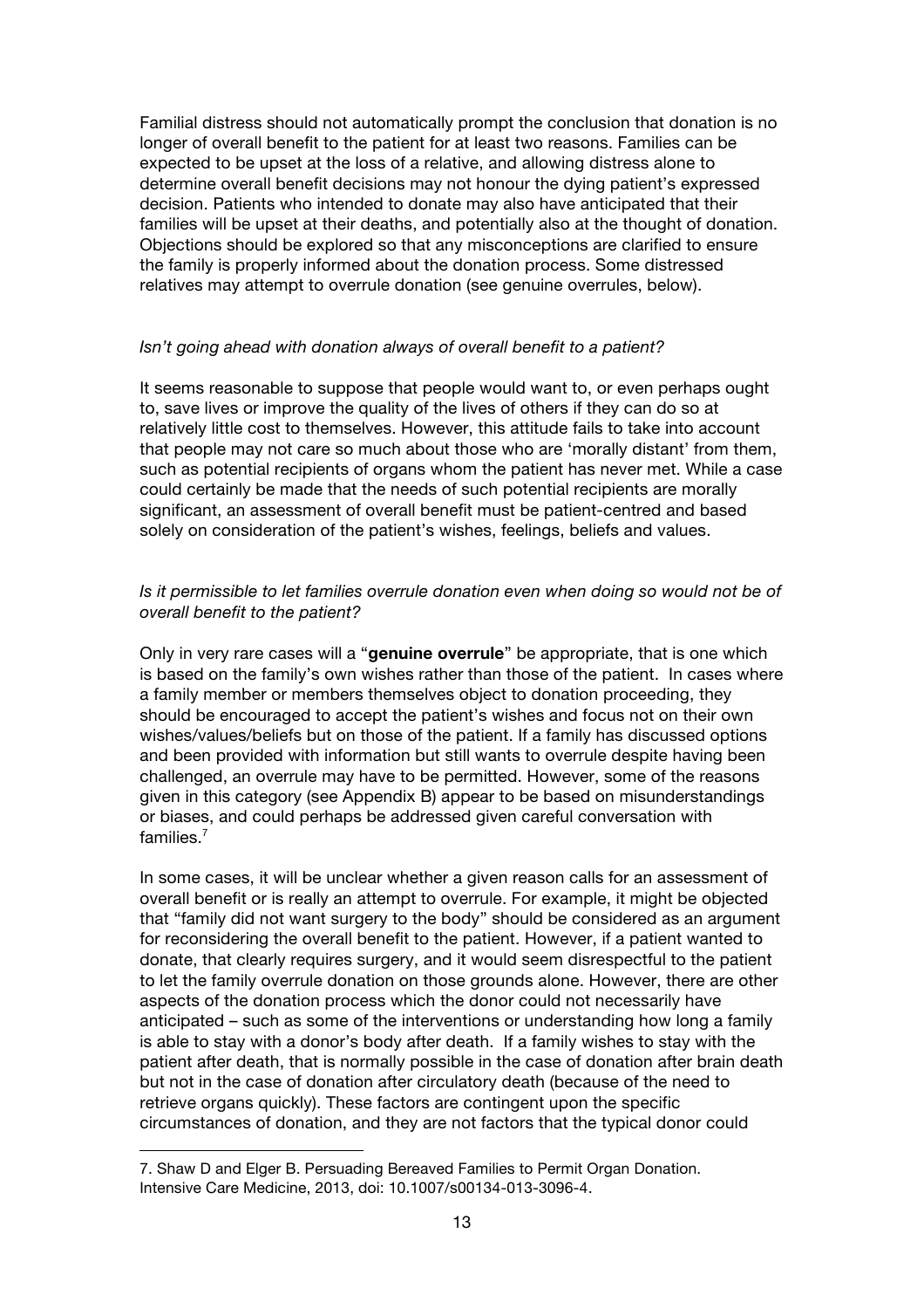Familial distress should not automatically prompt the conclusion that donation is no longer of overall benefit to the patient for at least two reasons. Families can be expected to be upset at the loss of a relative, and allowing distress alone to determine overall benefit decisions may not honour the dying patient's expressed decision. Patients who intended to donate may also have anticipated that their families will be upset at their deaths, and potentially also at the thought of donation. Objections should be explored so that any misconceptions are clarified to ensure the family is properly informed about the donation process. Some distressed relatives may attempt to overrule donation (see genuine overrules, below).

*Isn't going ahead with donation always of overall benefit to a patient?*

It seems reasonable to suppose that people would want to, or even perhaps ought to, save lives or improve the quality of the lives of others if they can do so at relatively little cost to themselves. However, this attitude fails to take into account that people may not care so much about those who are 'morally distant' from them, such as potential recipients of organs whom the patient has never met. While a case could certainly be made that the needs of such potential recipients are morally significant, an assessment of overall benefit must be patient-centred and based solely on consideration of the patient's wishes, feelings, beliefs and values.

*Is it permissible to let families overrule donation even when doing so would not be of overall benefit to the patient?*

Only in very rare cases will a "**genuine overrule**" be appropriate, that is one which is based on the family's own wishes rather than those of the patient. In cases where a family member or members themselves object to donation proceeding, they should be encouraged to accept the patient's wishes and focus not on their own wishes/values/beliefs but on those of the patient. If a family has discussed options and been provided with information but still wants to overrule despite having been challenged, an overrule may have to be permitted. However, some of the reasons given in this category (see Appendix B) appear to be based on misunderstandings or biases, and could perhaps be addressed given careful conversation with families.[7]

In some cases, it will be unclear whether a given reason calls for an assessment of overall benefit or is really an attempt to overrule. For example, it might be objected that "family did not want surgery to the body" should be considered as an argument for reconsidering the overall benefit to the patient. However, if a patient wanted to donate, that clearly requires surgery, and it would seem disrespectful to the patient to let the family overrule donation on those grounds alone. However, there are other aspects of the donation process which the donor could not necessarily have anticipated – such as some of the interventions or understanding how long a family is able to stay with a donor's body after death. If a family wishes to stay with the patient after death, that is normally possible in the case of donation after brain death but not in the case of donation after circulatory death (because of the need to retrieve organs quickly). These factors are contingent upon the specific circumstances of donation, and they are not factors that the typical donor could

---

7. Shaw D and Elger B. Persuading Bereaved Families to Permit Organ Donation. Intensive Care Medicine, 2013, doi: 10.1007/s00134-013-3096-4.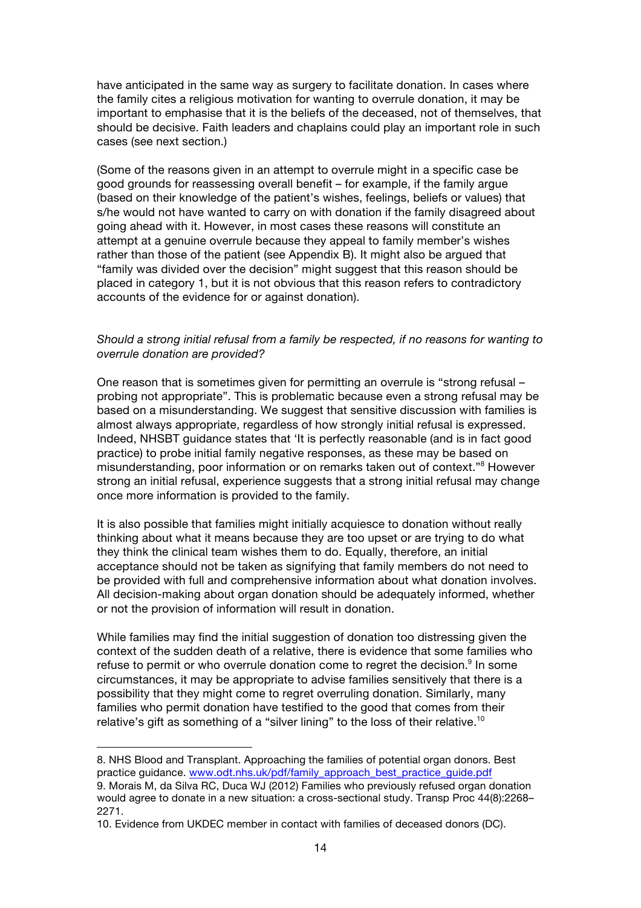have anticipated in the same way as surgery to facilitate donation. In cases where the family cites a religious motivation for wanting to overrule donation, it may be important to emphasise that it is the beliefs of the deceased, not of themselves, that should be decisive. Faith leaders and chaplains could play an important role in such cases (see next section.)

(Some of the reasons given in an attempt to overrule might in a specific case be good grounds for reassessing overall benefit – for example, if the family argue (based on their knowledge of the patient's wishes, feelings, beliefs or values) that s/he would not have wanted to carry on with donation if the family disagreed about going ahead with it. However, in most cases these reasons will constitute an attempt at a genuine overrule because they appeal to family member's wishes rather than those of the patient (see Appendix B). It might also be argued that "family was divided over the decision" might suggest that this reason should be placed in category 1, but it is not obvious that this reason refers to contradictory accounts of the evidence for or against donation).

*Should a strong initial refusal from a family be respected, if no reasons for wanting to overrule donation are provided?*

One reason that is sometimes given for permitting an overrule is "strong refusal – probing not appropriate". This is problematic because even a strong refusal may be based on a misunderstanding. We suggest that sensitive discussion with families is almost always appropriate, regardless of how strongly initial refusal is expressed. Indeed, NHSBT guidance states that 'It is perfectly reasonable (and is in fact good practice) to probe initial family negative responses, as these may be based on misunderstanding, poor information or on remarks taken out of context."[8] However strong an initial refusal, experience suggests that a strong initial refusal may change once more information is provided to the family.

It is also possible that families might initially acquiesce to donation without really thinking about what it means because they are too upset or are trying to do what they think the clinical team wishes them to do. Equally, therefore, an initial acceptance should not be taken as signifying that family members do not need to be provided with full and comprehensive information about what donation involves. All decision-making about organ donation should be adequately informed, whether or not the provision of information will result in donation.

While families may find the initial suggestion of donation too distressing given the context of the sudden death of a relative, there is evidence that some families who refuse to permit or who overrule donation come to regret the decision.[9] In some circumstances, it may be appropriate to advise families sensitively that there is a possibility that they might come to regret overruling donation. Similarly, many families who permit donation have testified to the good that comes from their relative's gift as something of a "silver lining" to the loss of their relative.[10]

---

8. NHS Blood and Transplant. Approaching the families of potential organ donors. Best practice guidance. www.odt.nhs.uk/pdf/family_approach_best_practice_guide.pdf
9. Morais M, da Silva RC, Duca WJ (2012) Families who previously refused organ donation would agree to donate in a new situation: a cross-sectional study. Transp Proc 44(8):2268–2271.
10. Evidence from UKDEC member in contact with families of deceased donors (DC).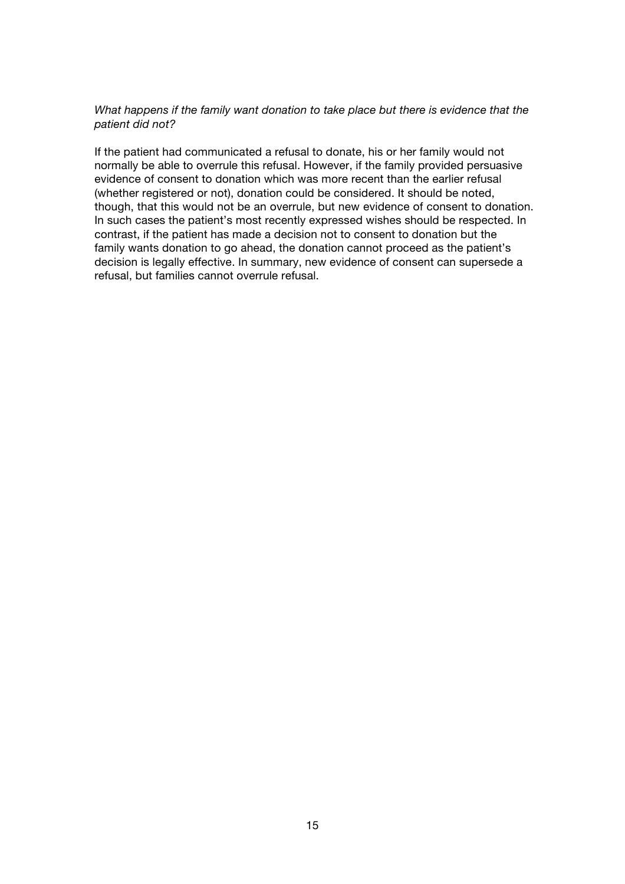*What happens if the family want donation to take place but there is evidence that the patient did not?*

If the patient had communicated a refusal to donate, his or her family would not normally be able to overrule this refusal. However, if the family provided persuasive evidence of consent to donation which was more recent than the earlier refusal (whether registered or not), donation could be considered. It should be noted, though, that this would not be an overrule, but new evidence of consent to donation. In such cases the patient's most recently expressed wishes should be respected. In contrast, if the patient has made a decision not to consent to donation but the family wants donation to go ahead, the donation cannot proceed as the patient's decision is legally effective. In summary, new evidence of consent can supersede a refusal, but families cannot overrule refusal.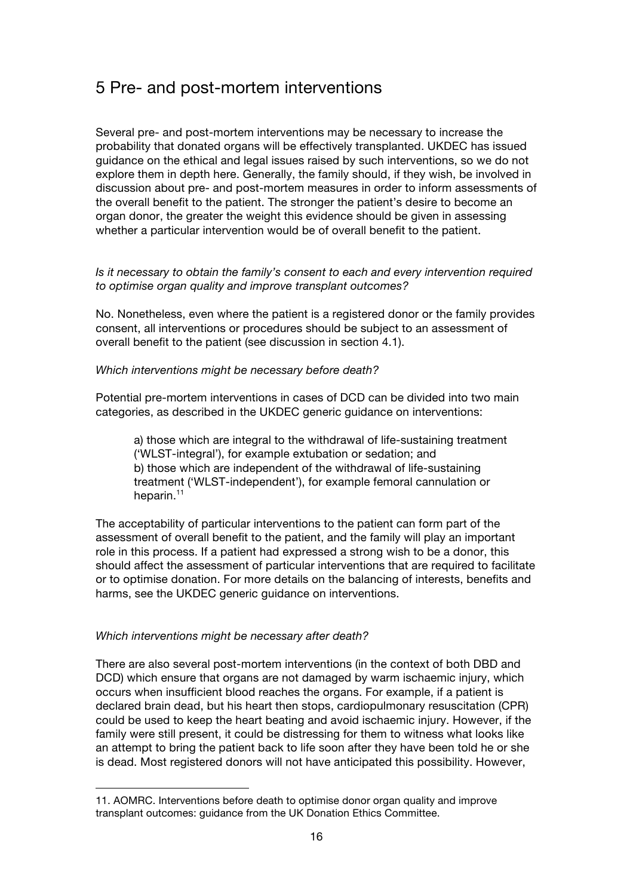# 5 Pre- and post-mortem interventions

Several pre- and post-mortem interventions may be necessary to increase the probability that donated organs will be effectively transplanted. UKDEC has issued guidance on the ethical and legal issues raised by such interventions, so we do not explore them in depth here. Generally, the family should, if they wish, be involved in discussion about pre- and post-mortem measures in order to inform assessments of the overall benefit to the patient. The stronger the patient's desire to become an organ donor, the greater the weight this evidence should be given in assessing whether a particular intervention would be of overall benefit to the patient.

*Is it necessary to obtain the family's consent to each and every intervention required to optimise organ quality and improve transplant outcomes?*

No. Nonetheless, even where the patient is a registered donor or the family provides consent, all interventions or procedures should be subject to an assessment of overall benefit to the patient (see discussion in section 4.1).

*Which interventions might be necessary before death?*

Potential pre-mortem interventions in cases of DCD can be divided into two main categories, as described in the UKDEC generic guidance on interventions:

> a) those which are integral to the withdrawal of life-sustaining treatment ('WLST-integral'), for example extubation or sedation; and
> b) those which are independent of the withdrawal of life-sustaining treatment ('WLST-independent'), for example femoral cannulation or heparin.[11]

The acceptability of particular interventions to the patient can form part of the assessment of overall benefit to the patient, and the family will play an important role in this process. If a patient had expressed a strong wish to be a donor, this should affect the assessment of particular interventions that are required to facilitate or to optimise donation. For more details on the balancing of interests, benefits and harms, see the UKDEC generic guidance on interventions.

*Which interventions might be necessary after death?*

There are also several post-mortem interventions (in the context of both DBD and DCD) which ensure that organs are not damaged by warm ischaemic injury, which occurs when insufficient blood reaches the organs. For example, if a patient is declared brain dead, but his heart then stops, cardiopulmonary resuscitation (CPR) could be used to keep the heart beating and avoid ischaemic injury. However, if the family were still present, it could be distressing for them to witness what looks like an attempt to bring the patient back to life soon after they have been told he or she is dead. Most registered donors will not have anticipated this possibility. However,

---

11. AOMRC. Interventions before death to optimise donor organ quality and improve transplant outcomes: guidance from the UK Donation Ethics Committee.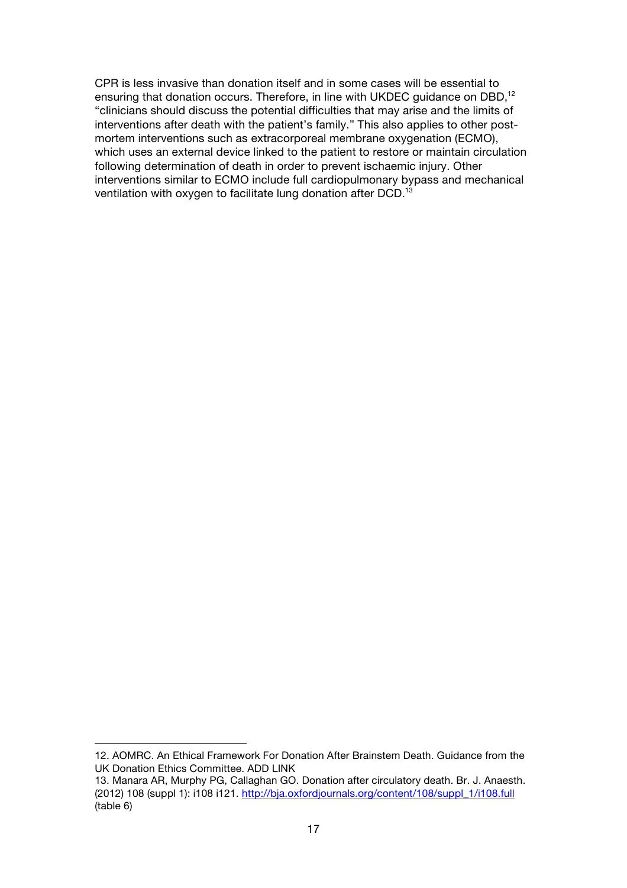CPR is less invasive than donation itself and in some cases will be essential to ensuring that donation occurs. Therefore, in line with UKDEC guidance on DBD,[12] "clinicians should discuss the potential difficulties that may arise and the limits of interventions after death with the patient's family." This also applies to other post-mortem interventions such as extracorporeal membrane oxygenation (ECMO), which uses an external device linked to the patient to restore or maintain circulation following determination of death in order to prevent ischaemic injury. Other interventions similar to ECMO include full cardiopulmonary bypass and mechanical ventilation with oxygen to facilitate lung donation after DCD.[13]

---

12. AOMRC. An Ethical Framework For Donation After Brainstem Death. Guidance from the UK Donation Ethics Committee. ADD LINK

13. Manara AR, Murphy PG, Callaghan GO. Donation after circulatory death. Br. J. Anaesth. (2012) 108 (suppl 1): i108 i121. http://bja.oxfordjournals.org/content/108/suppl_1/i108.full (table 6)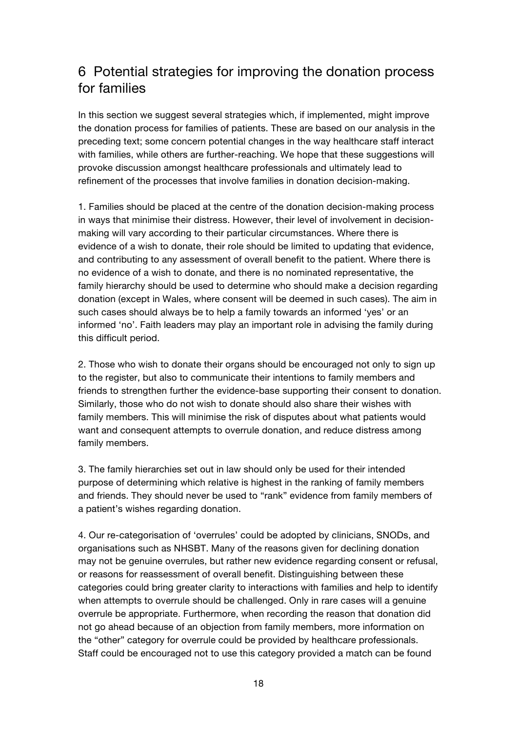## 6 Potential strategies for improving the donation process for families

In this section we suggest several strategies which, if implemented, might improve the donation process for families of patients. These are based on our analysis in the preceding text; some concern potential changes in the way healthcare staff interact with families, while others are further-reaching. We hope that these suggestions will provoke discussion amongst healthcare professionals and ultimately lead to refinement of the processes that involve families in donation decision-making.

1. Families should be placed at the centre of the donation decision-making process in ways that minimise their distress. However, their level of involvement in decision-making will vary according to their particular circumstances. Where there is evidence of a wish to donate, their role should be limited to updating that evidence, and contributing to any assessment of overall benefit to the patient. Where there is no evidence of a wish to donate, and there is no nominated representative, the family hierarchy should be used to determine who should make a decision regarding donation (except in Wales, where consent will be deemed in such cases). The aim in such cases should always be to help a family towards an informed 'yes' or an informed 'no'. Faith leaders may play an important role in advising the family during this difficult period.

2. Those who wish to donate their organs should be encouraged not only to sign up to the register, but also to communicate their intentions to family members and friends to strengthen further the evidence-base supporting their consent to donation. Similarly, those who do not wish to donate should also share their wishes with family members. This will minimise the risk of disputes about what patients would want and consequent attempts to overrule donation, and reduce distress among family members.

3. The family hierarchies set out in law should only be used for their intended purpose of determining which relative is highest in the ranking of family members and friends. They should never be used to "rank" evidence from family members of a patient's wishes regarding donation.

4. Our re-categorisation of 'overrules' could be adopted by clinicians, SNODs, and organisations such as NHSBT. Many of the reasons given for declining donation may not be genuine overrules, but rather new evidence regarding consent or refusal, or reasons for reassessment of overall benefit. Distinguishing between these categories could bring greater clarity to interactions with families and help to identify when attempts to overrule should be challenged. Only in rare cases will a genuine overrule be appropriate. Furthermore, when recording the reason that donation did not go ahead because of an objection from family members, more information on the "other" category for overrule could be provided by healthcare professionals. Staff could be encouraged not to use this category provided a match can be found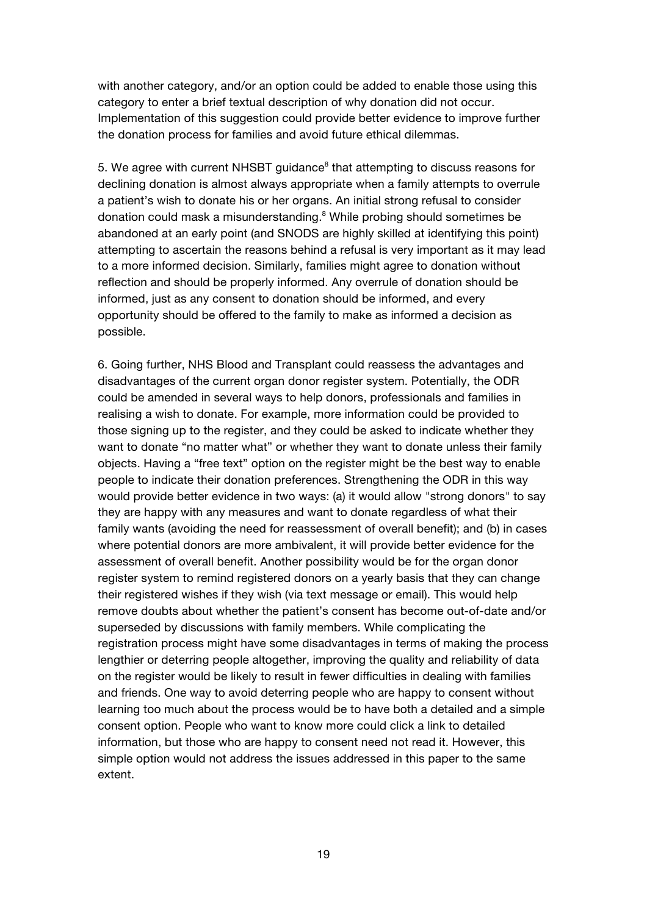with another category, and/or an option could be added to enable those using this category to enter a brief textual description of why donation did not occur. Implementation of this suggestion could provide better evidence to improve further the donation process for families and avoid future ethical dilemmas.

5. We agree with current NHSBT guidance[8] that attempting to discuss reasons for declining donation is almost always appropriate when a family attempts to overrule a patient's wish to donate his or her organs. An initial strong refusal to consider donation could mask a misunderstanding.[8] While probing should sometimes be abandoned at an early point (and SNODS are highly skilled at identifying this point) attempting to ascertain the reasons behind a refusal is very important as it may lead to a more informed decision. Similarly, families might agree to donation without reflection and should be properly informed. Any overrule of donation should be informed, just as any consent to donation should be informed, and every opportunity should be offered to the family to make as informed a decision as possible.

6. Going further, NHS Blood and Transplant could reassess the advantages and disadvantages of the current organ donor register system. Potentially, the ODR could be amended in several ways to help donors, professionals and families in realising a wish to donate. For example, more information could be provided to those signing up to the register, and they could be asked to indicate whether they want to donate "no matter what" or whether they want to donate unless their family objects. Having a "free text" option on the register might be the best way to enable people to indicate their donation preferences. Strengthening the ODR in this way would provide better evidence in two ways: (a) it would allow "strong donors" to say they are happy with any measures and want to donate regardless of what their family wants (avoiding the need for reassessment of overall benefit); and (b) in cases where potential donors are more ambivalent, it will provide better evidence for the assessment of overall benefit. Another possibility would be for the organ donor register system to remind registered donors on a yearly basis that they can change their registered wishes if they wish (via text message or email). This would help remove doubts about whether the patient's consent has become out-of-date and/or superseded by discussions with family members. While complicating the registration process might have some disadvantages in terms of making the process lengthier or deterring people altogether, improving the quality and reliability of data on the register would be likely to result in fewer difficulties in dealing with families and friends. One way to avoid deterring people who are happy to consent without learning too much about the process would be to have both a detailed and a simple consent option. People who want to know more could click a link to detailed information, but those who are happy to consent need not read it. However, this simple option would not address the issues addressed in this paper to the same extent.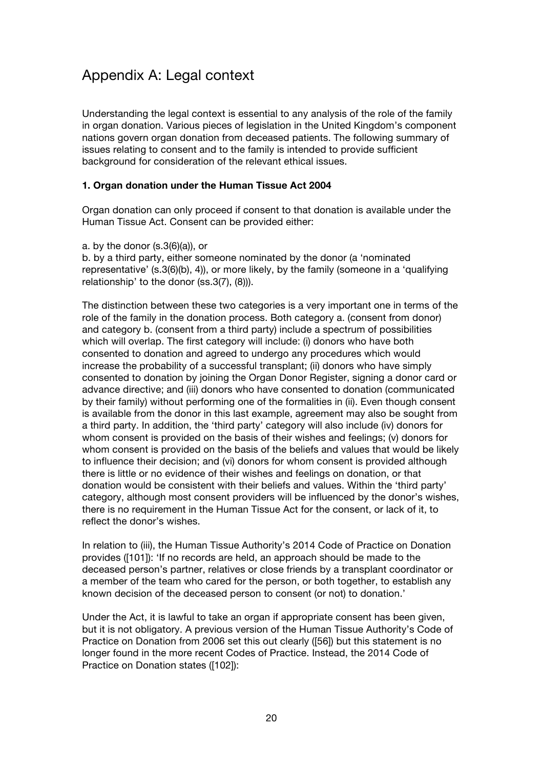# Appendix A: Legal context

Understanding the legal context is essential to any analysis of the role of the family in organ donation. Various pieces of legislation in the United Kingdom's component nations govern organ donation from deceased patients. The following summary of issues relating to consent and to the family is intended to provide sufficient background for consideration of the relevant ethical issues.

**1. Organ donation under the Human Tissue Act 2004**

Organ donation can only proceed if consent to that donation is available under the Human Tissue Act. Consent can be provided either:

a. by the donor (s.3(6)(a)), or
b. by a third party, either someone nominated by the donor (a 'nominated representative' (s.3(6)(b), 4)), or more likely, by the family (someone in a 'qualifying relationship' to the donor (ss.3(7), (8))).

The distinction between these two categories is a very important one in terms of the role of the family in the donation process. Both category a. (consent from donor) and category b. (consent from a third party) include a spectrum of possibilities which will overlap. The first category will include: (i) donors who have both consented to donation and agreed to undergo any procedures which would increase the probability of a successful transplant; (ii) donors who have simply consented to donation by joining the Organ Donor Register, signing a donor card or advance directive; and (iii) donors who have consented to donation (communicated by their family) without performing one of the formalities in (ii). Even though consent is available from the donor in this last example, agreement may also be sought from a third party. In addition, the 'third party' category will also include (iv) donors for whom consent is provided on the basis of their wishes and feelings; (v) donors for whom consent is provided on the basis of the beliefs and values that would be likely to influence their decision; and (vi) donors for whom consent is provided although there is little or no evidence of their wishes and feelings on donation, or that donation would be consistent with their beliefs and values. Within the 'third party' category, although most consent providers will be influenced by the donor's wishes, there is no requirement in the Human Tissue Act for the consent, or lack of it, to reflect the donor's wishes.

In relation to (iii), the Human Tissue Authority's 2014 Code of Practice on Donation provides ([101]): 'If no records are held, an approach should be made to the deceased person's partner, relatives or close friends by a transplant coordinator or a member of the team who cared for the person, or both together, to establish any known decision of the deceased person to consent (or not) to donation.'

Under the Act, it is lawful to take an organ if appropriate consent has been given, but it is not obligatory. A previous version of the Human Tissue Authority's Code of Practice on Donation from 2006 set this out clearly ([56]) but this statement is no longer found in the more recent Codes of Practice. Instead, the 2014 Code of Practice on Donation states ([102]):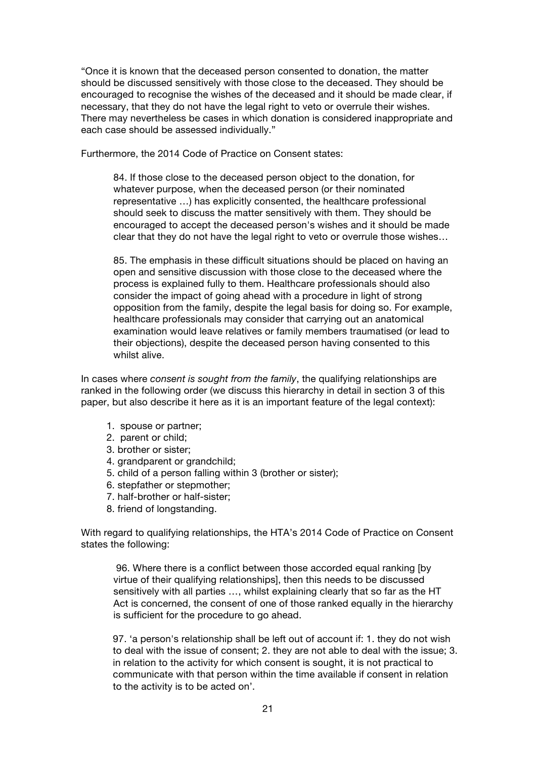"Once it is known that the deceased person consented to donation, the matter should be discussed sensitively with those close to the deceased. They should be encouraged to recognise the wishes of the deceased and it should be made clear, if necessary, that they do not have the legal right to veto or overrule their wishes. There may nevertheless be cases in which donation is considered inappropriate and each case should be assessed individually."

Furthermore, the 2014 Code of Practice on Consent states:

> 84. If those close to the deceased person object to the donation, for whatever purpose, when the deceased person (or their nominated representative …) has explicitly consented, the healthcare professional should seek to discuss the matter sensitively with them. They should be encouraged to accept the deceased person's wishes and it should be made clear that they do not have the legal right to veto or overrule those wishes…
>
> 85. The emphasis in these difficult situations should be placed on having an open and sensitive discussion with those close to the deceased where the process is explained fully to them. Healthcare professionals should also consider the impact of going ahead with a procedure in light of strong opposition from the family, despite the legal basis for doing so. For example, healthcare professionals may consider that carrying out an anatomical examination would leave relatives or family members traumatised (or lead to their objections), despite the deceased person having consented to this whilst alive.

In cases where *consent is sought from the family*, the qualifying relationships are ranked in the following order (we discuss this hierarchy in detail in section 3 of this paper, but also describe it here as it is an important feature of the legal context):

1. spouse or partner;
2. parent or child;
3. brother or sister;
4. grandparent or grandchild;
5. child of a person falling within 3 (brother or sister);
6. stepfather or stepmother;
7. half-brother or half-sister;
8. friend of longstanding.

With regard to qualifying relationships, the HTA's 2014 Code of Practice on Consent states the following:

> 96. Where there is a conflict between those accorded equal ranking [by virtue of their qualifying relationships], then this needs to be discussed sensitively with all parties …, whilst explaining clearly that so far as the HT Act is concerned, the consent of one of those ranked equally in the hierarchy is sufficient for the procedure to go ahead.
>
> 97. 'a person's relationship shall be left out of account if: 1. they do not wish to deal with the issue of consent; 2. they are not able to deal with the issue; 3. in relation to the activity for which consent is sought, it is not practical to communicate with that person within the time available if consent in relation to the activity is to be acted on'.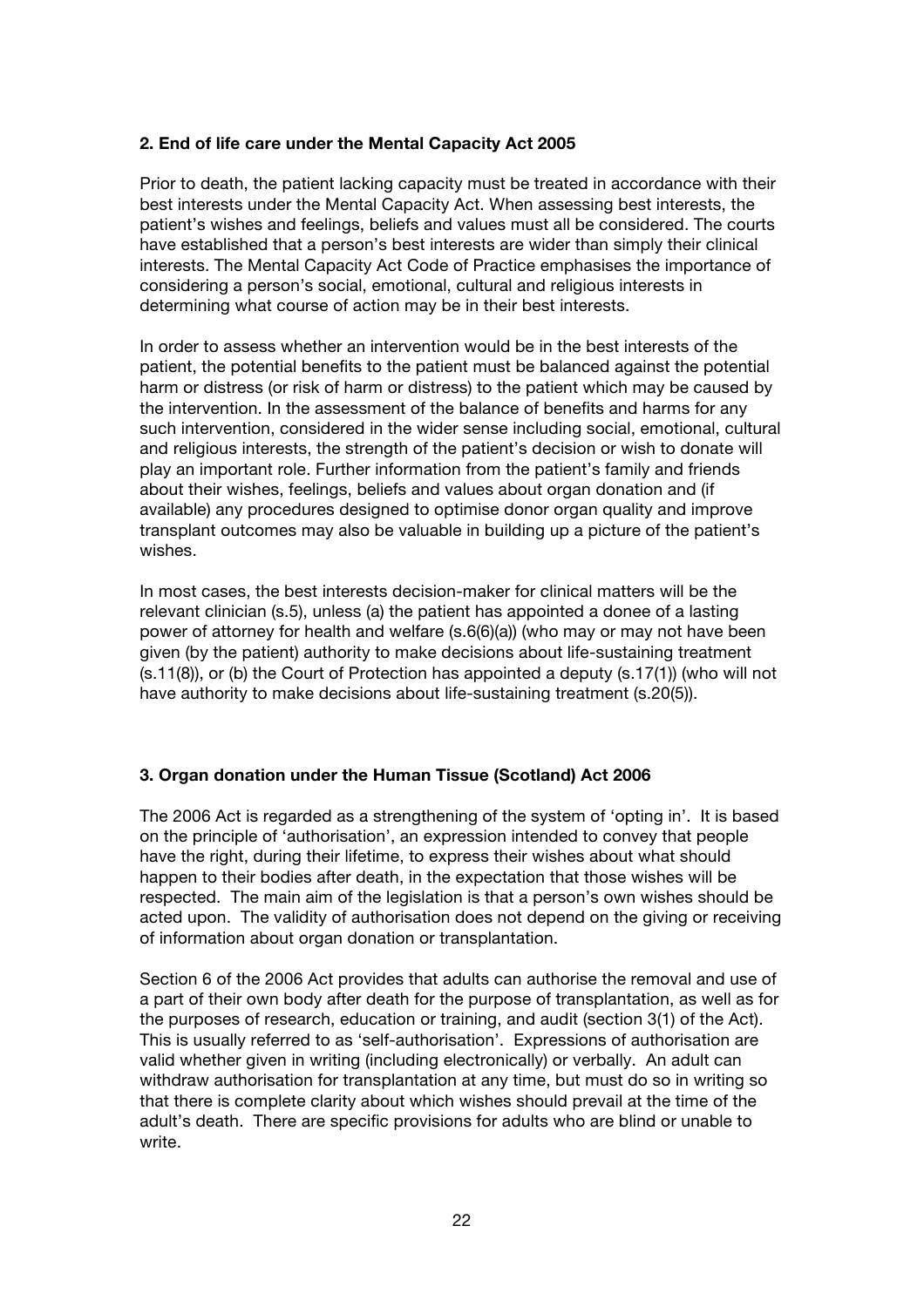### 2. End of life care under the Mental Capacity Act 2005

Prior to death, the patient lacking capacity must be treated in accordance with their best interests under the Mental Capacity Act. When assessing best interests, the patient's wishes and feelings, beliefs and values must all be considered. The courts have established that a person's best interests are wider than simply their clinical interests. The Mental Capacity Act Code of Practice emphasises the importance of considering a person's social, emotional, cultural and religious interests in determining what course of action may be in their best interests.

In order to assess whether an intervention would be in the best interests of the patient, the potential benefits to the patient must be balanced against the potential harm or distress (or risk of harm or distress) to the patient which may be caused by the intervention. In the assessment of the balance of benefits and harms for any such intervention, considered in the wider sense including social, emotional, cultural and religious interests, the strength of the patient's decision or wish to donate will play an important role. Further information from the patient's family and friends about their wishes, feelings, beliefs and values about organ donation and (if available) any procedures designed to optimise donor organ quality and improve transplant outcomes may also be valuable in building up a picture of the patient's wishes.

In most cases, the best interests decision-maker for clinical matters will be the relevant clinician (s.5), unless (a) the patient has appointed a donee of a lasting power of attorney for health and welfare (s.6(6)(a)) (who may or may not have been given (by the patient) authority to make decisions about life-sustaining treatment (s.11(8)), or (b) the Court of Protection has appointed a deputy (s.17(1)) (who will not have authority to make decisions about life-sustaining treatment (s.20(5)).

### 3. Organ donation under the Human Tissue (Scotland) Act 2006

The 2006 Act is regarded as a strengthening of the system of 'opting in'. It is based on the principle of 'authorisation', an expression intended to convey that people have the right, during their lifetime, to express their wishes about what should happen to their bodies after death, in the expectation that those wishes will be respected. The main aim of the legislation is that a person's own wishes should be acted upon. The validity of authorisation does not depend on the giving or receiving of information about organ donation or transplantation.

Section 6 of the 2006 Act provides that adults can authorise the removal and use of a part of their own body after death for the purpose of transplantation, as well as for the purposes of research, education or training, and audit (section 3(1) of the Act). This is usually referred to as 'self-authorisation'. Expressions of authorisation are valid whether given in writing (including electronically) or verbally. An adult can withdraw authorisation for transplantation at any time, but must do so in writing so that there is complete clarity about which wishes should prevail at the time of the adult's death. There are specific provisions for adults who are blind or unable to write.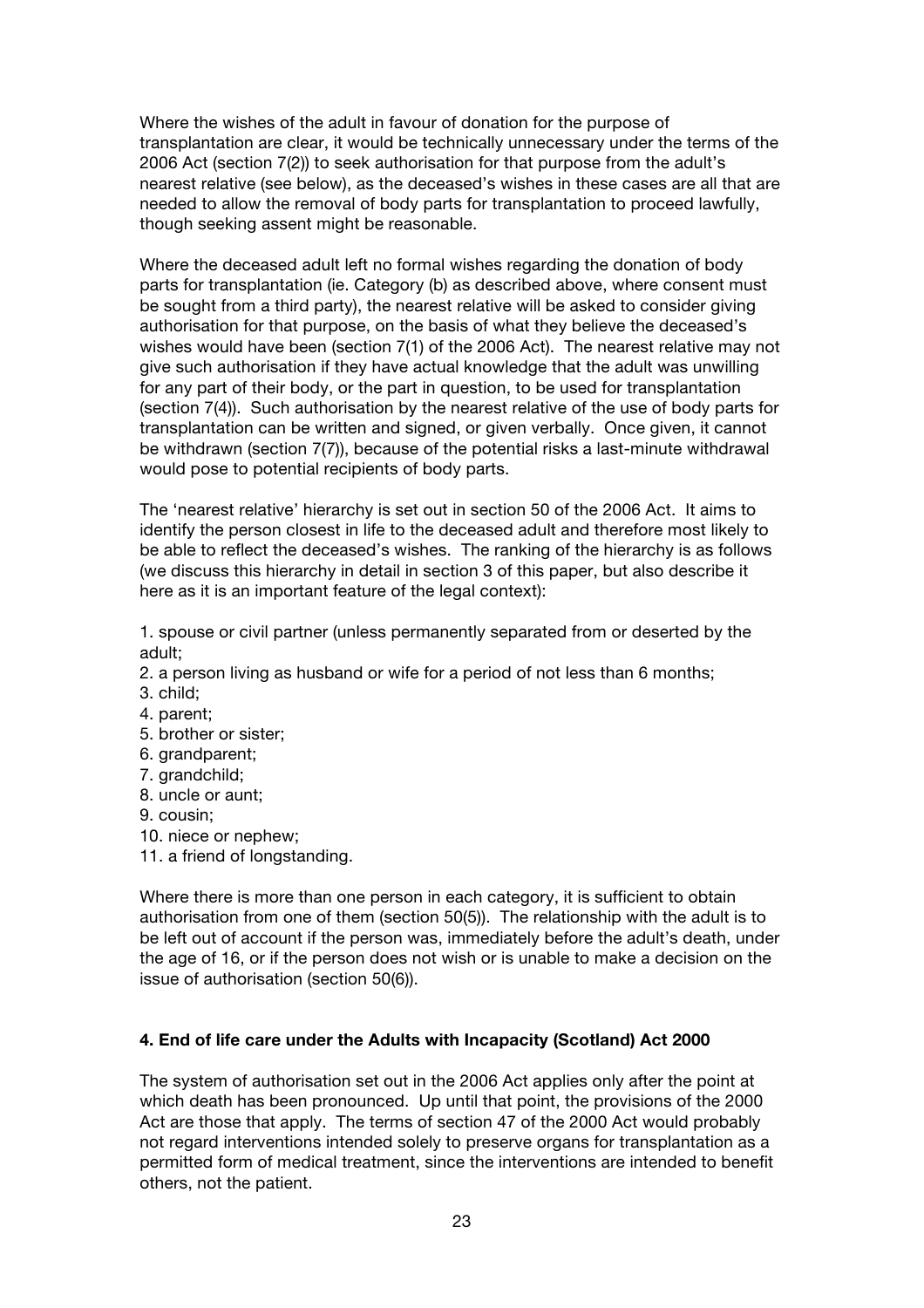Where the wishes of the adult in favour of donation for the purpose of transplantation are clear, it would be technically unnecessary under the terms of the 2006 Act (section 7(2)) to seek authorisation for that purpose from the adult's nearest relative (see below), as the deceased's wishes in these cases are all that are needed to allow the removal of body parts for transplantation to proceed lawfully, though seeking assent might be reasonable.

Where the deceased adult left no formal wishes regarding the donation of body parts for transplantation (ie. Category (b) as described above, where consent must be sought from a third party), the nearest relative will be asked to consider giving authorisation for that purpose, on the basis of what they believe the deceased's wishes would have been (section 7(1) of the 2006 Act). The nearest relative may not give such authorisation if they have actual knowledge that the adult was unwilling for any part of their body, or the part in question, to be used for transplantation (section 7(4)). Such authorisation by the nearest relative of the use of body parts for transplantation can be written and signed, or given verbally. Once given, it cannot be withdrawn (section 7(7)), because of the potential risks a last-minute withdrawal would pose to potential recipients of body parts.

The 'nearest relative' hierarchy is set out in section 50 of the 2006 Act. It aims to identify the person closest in life to the deceased adult and therefore most likely to be able to reflect the deceased's wishes. The ranking of the hierarchy is as follows (we discuss this hierarchy in detail in section 3 of this paper, but also describe it here as it is an important feature of the legal context):

1. spouse or civil partner (unless permanently separated from or deserted by the adult;
2. a person living as husband or wife for a period of not less than 6 months;
3. child;
4. parent;
5. brother or sister;
6. grandparent;
7. grandchild;
8. uncle or aunt;
9. cousin;
10. niece or nephew;
11. a friend of longstanding.

Where there is more than one person in each category, it is sufficient to obtain authorisation from one of them (section 50(5)). The relationship with the adult is to be left out of account if the person was, immediately before the adult's death, under the age of 16, or if the person does not wish or is unable to make a decision on the issue of authorisation (section 50(6)).

## 4. End of life care under the Adults with Incapacity (Scotland) Act 2000

The system of authorisation set out in the 2006 Act applies only after the point at which death has been pronounced. Up until that point, the provisions of the 2000 Act are those that apply. The terms of section 47 of the 2000 Act would probably not regard interventions intended solely to preserve organs for transplantation as a permitted form of medical treatment, since the interventions are intended to benefit others, not the patient.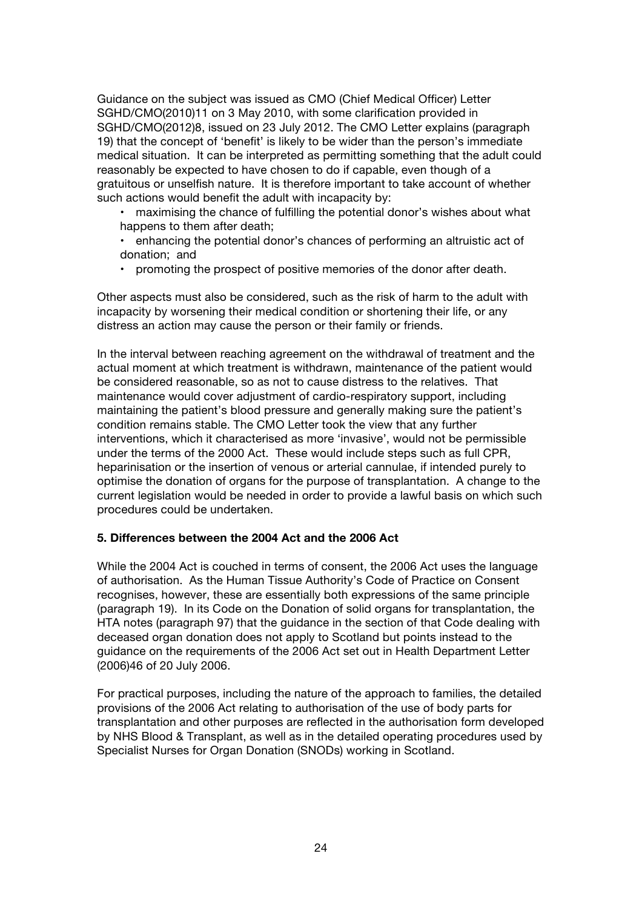Guidance on the subject was issued as CMO (Chief Medical Officer) Letter SGHD/CMO(2010)11 on 3 May 2010, with some clarification provided in SGHD/CMO(2012)8, issued on 23 July 2012. The CMO Letter explains (paragraph 19) that the concept of 'benefit' is likely to be wider than the person's immediate medical situation. It can be interpreted as permitting something that the adult could reasonably be expected to have chosen to do if capable, even though of a gratuitous or unselfish nature. It is therefore important to take account of whether such actions would benefit the adult with incapacity by:

- maximising the chance of fulfilling the potential donor's wishes about what happens to them after death;
- enhancing the potential donor's chances of performing an altruistic act of donation; and
- promoting the prospect of positive memories of the donor after death.

Other aspects must also be considered, such as the risk of harm to the adult with incapacity by worsening their medical condition or shortening their life, or any distress an action may cause the person or their family or friends.

In the interval between reaching agreement on the withdrawal of treatment and the actual moment at which treatment is withdrawn, maintenance of the patient would be considered reasonable, so as not to cause distress to the relatives. That maintenance would cover adjustment of cardio-respiratory support, including maintaining the patient's blood pressure and generally making sure the patient's condition remains stable. The CMO Letter took the view that any further interventions, which it characterised as more 'invasive', would not be permissible under the terms of the 2000 Act. These would include steps such as full CPR, heparinisation or the insertion of venous or arterial cannulae, if intended purely to optimise the donation of organs for the purpose of transplantation. A change to the current legislation would be needed in order to provide a lawful basis on which such procedures could be undertaken.

**5. Differences between the 2004 Act and the 2006 Act**

While the 2004 Act is couched in terms of consent, the 2006 Act uses the language of authorisation. As the Human Tissue Authority's Code of Practice on Consent recognises, however, these are essentially both expressions of the same principle (paragraph 19). In its Code on the Donation of solid organs for transplantation, the HTA notes (paragraph 97) that the guidance in the section of that Code dealing with deceased organ donation does not apply to Scotland but points instead to the guidance on the requirements of the 2006 Act set out in Health Department Letter (2006)46 of 20 July 2006.

For practical purposes, including the nature of the approach to families, the detailed provisions of the 2006 Act relating to authorisation of the use of body parts for transplantation and other purposes are reflected in the authorisation form developed by NHS Blood & Transplant, as well as in the detailed operating procedures used by Specialist Nurses for Organ Donation (SNODs) working in Scotland.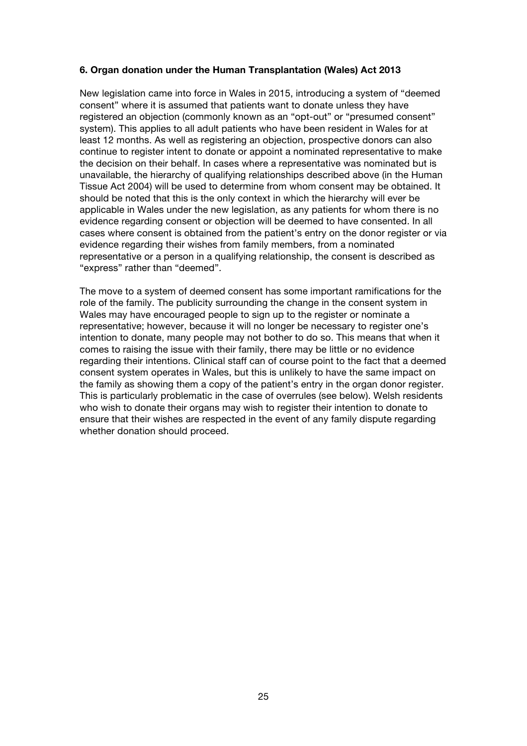**6. Organ donation under the Human Transplantation (Wales) Act 2013**

New legislation came into force in Wales in 2015, introducing a system of "deemed consent" where it is assumed that patients want to donate unless they have registered an objection (commonly known as an "opt-out" or "presumed consent" system). This applies to all adult patients who have been resident in Wales for at least 12 months. As well as registering an objection, prospective donors can also continue to register intent to donate or appoint a nominated representative to make the decision on their behalf. In cases where a representative was nominated but is unavailable, the hierarchy of qualifying relationships described above (in the Human Tissue Act 2004) will be used to determine from whom consent may be obtained. It should be noted that this is the only context in which the hierarchy will ever be applicable in Wales under the new legislation, as any patients for whom there is no evidence regarding consent or objection will be deemed to have consented. In all cases where consent is obtained from the patient's entry on the donor register or via evidence regarding their wishes from family members, from a nominated representative or a person in a qualifying relationship, the consent is described as "express" rather than "deemed".

The move to a system of deemed consent has some important ramifications for the role of the family. The publicity surrounding the change in the consent system in Wales may have encouraged people to sign up to the register or nominate a representative; however, because it will no longer be necessary to register one's intention to donate, many people may not bother to do so. This means that when it comes to raising the issue with their family, there may be little or no evidence regarding their intentions. Clinical staff can of course point to the fact that a deemed consent system operates in Wales, but this is unlikely to have the same impact on the family as showing them a copy of the patient's entry in the organ donor register. This is particularly problematic in the case of overrules (see below). Welsh residents who wish to donate their organs may wish to register their intention to donate to ensure that their wishes are respected in the event of any family dispute regarding whether donation should proceed.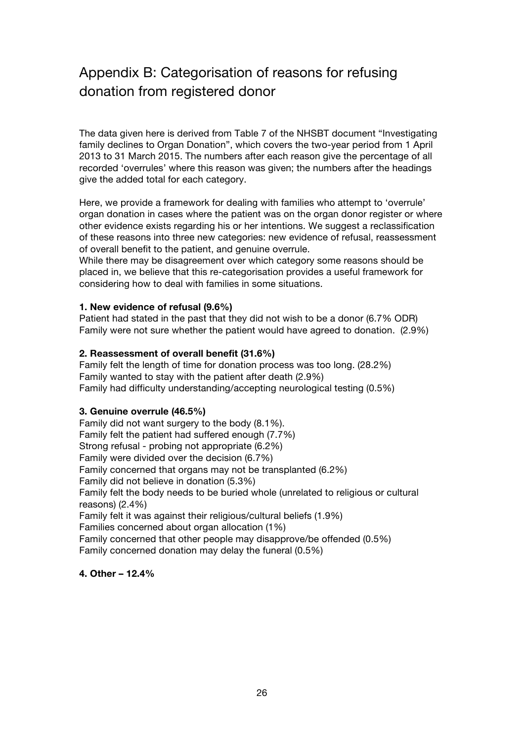# Appendix B: Categorisation of reasons for refusing donation from registered donor

The data given here is derived from Table 7 of the NHSBT document "Investigating family declines to Organ Donation", which covers the two-year period from 1 April 2013 to 31 March 2015. The numbers after each reason give the percentage of all recorded 'overrules' where this reason was given; the numbers after the headings give the added total for each category.

Here, we provide a framework for dealing with families who attempt to 'overrule' organ donation in cases where the patient was on the organ donor register or where other evidence exists regarding his or her intentions. We suggest a reclassification of these reasons into three new categories: new evidence of refusal, reassessment of overall benefit to the patient, and genuine overrule.
While there may be disagreement over which category some reasons should be placed in, we believe that this re-categorisation provides a useful framework for considering how to deal with families in some situations.

**1. New evidence of refusal (9.6%)**
Patient had stated in the past that they did not wish to be a donor (6.7% ODR)
Family were not sure whether the patient would have agreed to donation. (2.9%)

**2. Reassessment of overall benefit (31.6%)**
Family felt the length of time for donation process was too long. (28.2%)
Family wanted to stay with the patient after death (2.9%)
Family had difficulty understanding/accepting neurological testing (0.5%)

**3. Genuine overrule (46.5%)**
Family did not want surgery to the body (8.1%).
Family felt the patient had suffered enough (7.7%)
Strong refusal - probing not appropriate (6.2%)
Family were divided over the decision (6.7%)
Family concerned that organs may not be transplanted (6.2%)
Family did not believe in donation (5.3%)
Family felt the body needs to be buried whole (unrelated to religious or cultural reasons) (2.4%)
Family felt it was against their religious/cultural beliefs (1.9%)
Families concerned about organ allocation (1%)
Family concerned that other people may disapprove/be offended (0.5%)
Family concerned donation may delay the funeral (0.5%)

**4. Other – 12.4%**